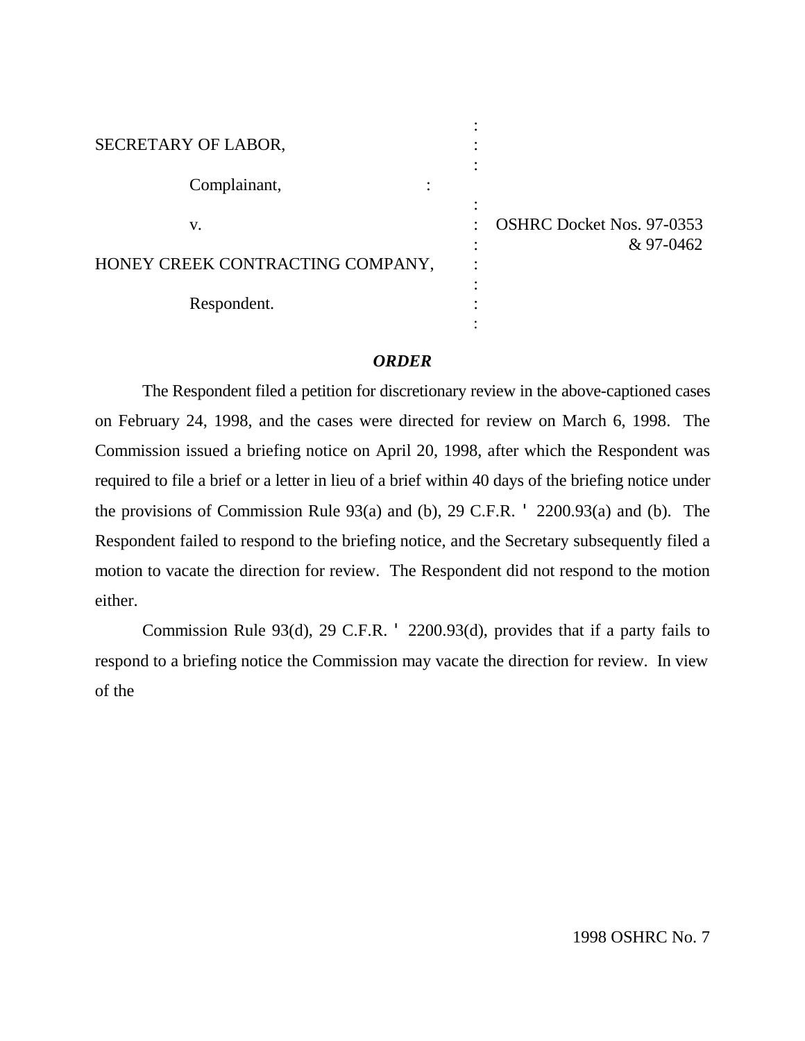SECRETARY OF LABOR,

Complainant,

v.

HONEY CREEK CONTRACTING COMPANY,

Respondent.

OSHRC Docket Nos. 97-0353 & 97-0462

***ORDER***

The Respondent filed a petition for discretionary review in the above-captioned cases on February 24, 1998, and the cases were directed for review on March 6, 1998. The Commission issued a briefing notice on April 20, 1998, after which the Respondent was required to file a brief or a letter in lieu of a brief within 40 days of the briefing notice under the provisions of Commission Rule 93(a) and (b), 29 C.F.R. ' 2200.93(a) and (b). The Respondent failed to respond to the briefing notice, and the Secretary subsequently filed a motion to vacate the direction for review. The Respondent did not respond to the motion either.

Commission Rule 93(d), 29 C.F.R. ' 2200.93(d), provides that if a party fails to respond to a briefing notice the Commission may vacate the direction for review. In view of the

1998 OSHRC No. 7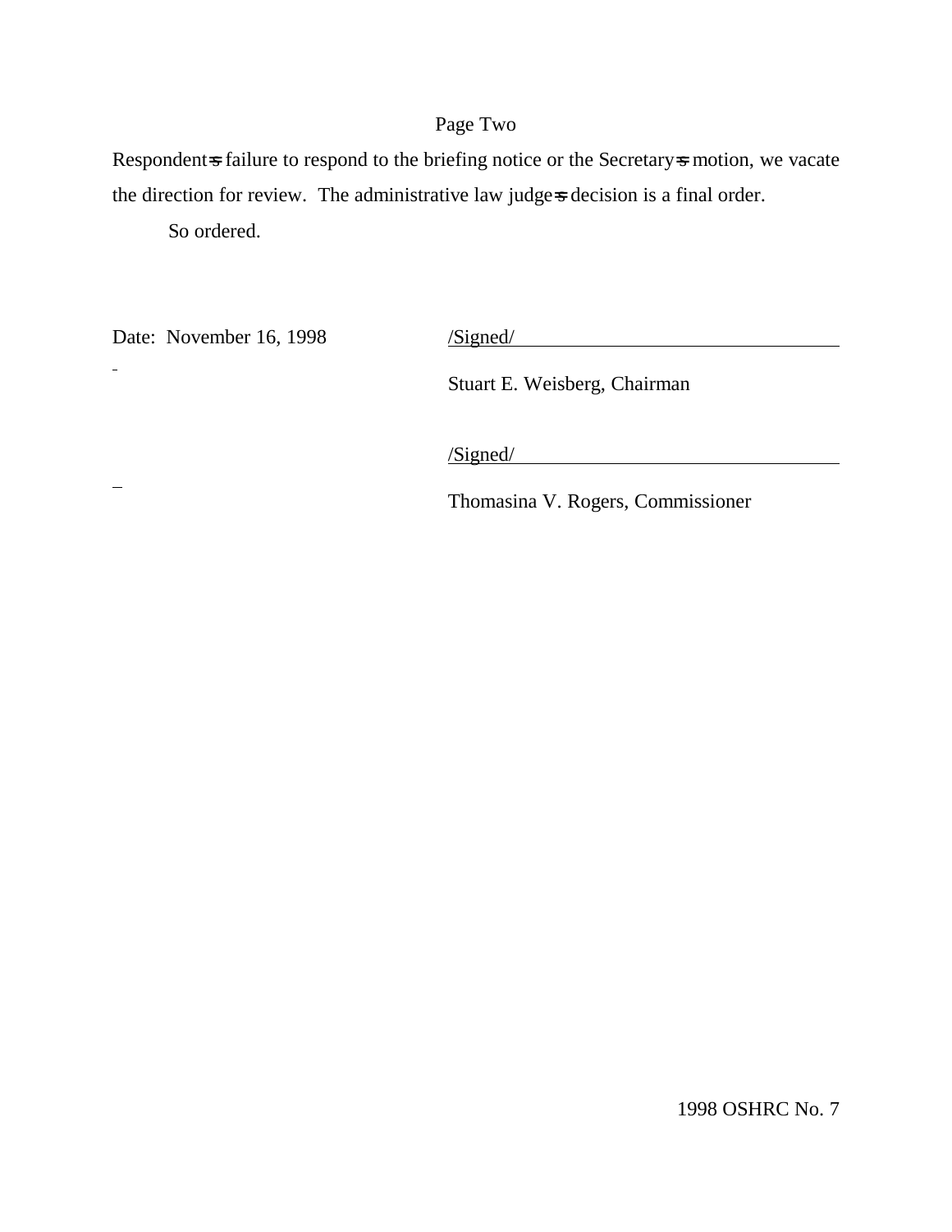Respondent=s failure to respond to the briefing notice or the Secretary=s motion, we vacate the direction for review. The administrative law judge=s decision is a final order.

So ordered.

Date: November 16, 1998

/Signed/

Stuart E. Weisberg, Chairman

/Signed/

Thomasina V. Rogers, Commissioner

1998 OSHRC No. 7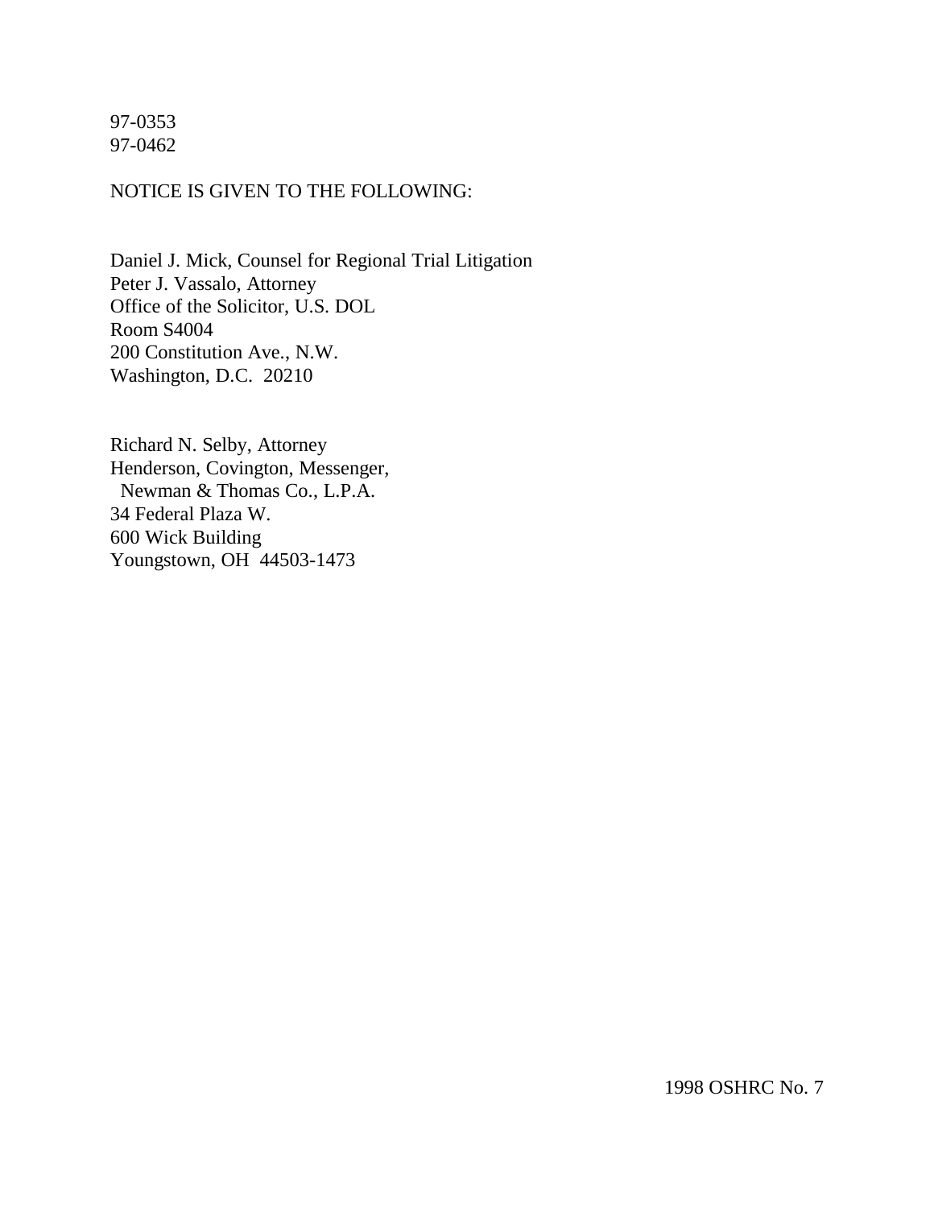97-0353
97-0462

NOTICE IS GIVEN TO THE FOLLOWING:

Daniel J. Mick, Counsel for Regional Trial Litigation
Peter J. Vassalo, Attorney
Office of the Solicitor, U.S. DOL
Room S4004
200 Constitution Ave., N.W.
Washington, D.C. 20210

Richard N. Selby, Attorney
Henderson, Covington, Messenger,
Newman & Thomas Co., L.P.A.
34 Federal Plaza W.
600 Wick Building
Youngstown, OH 44503-1473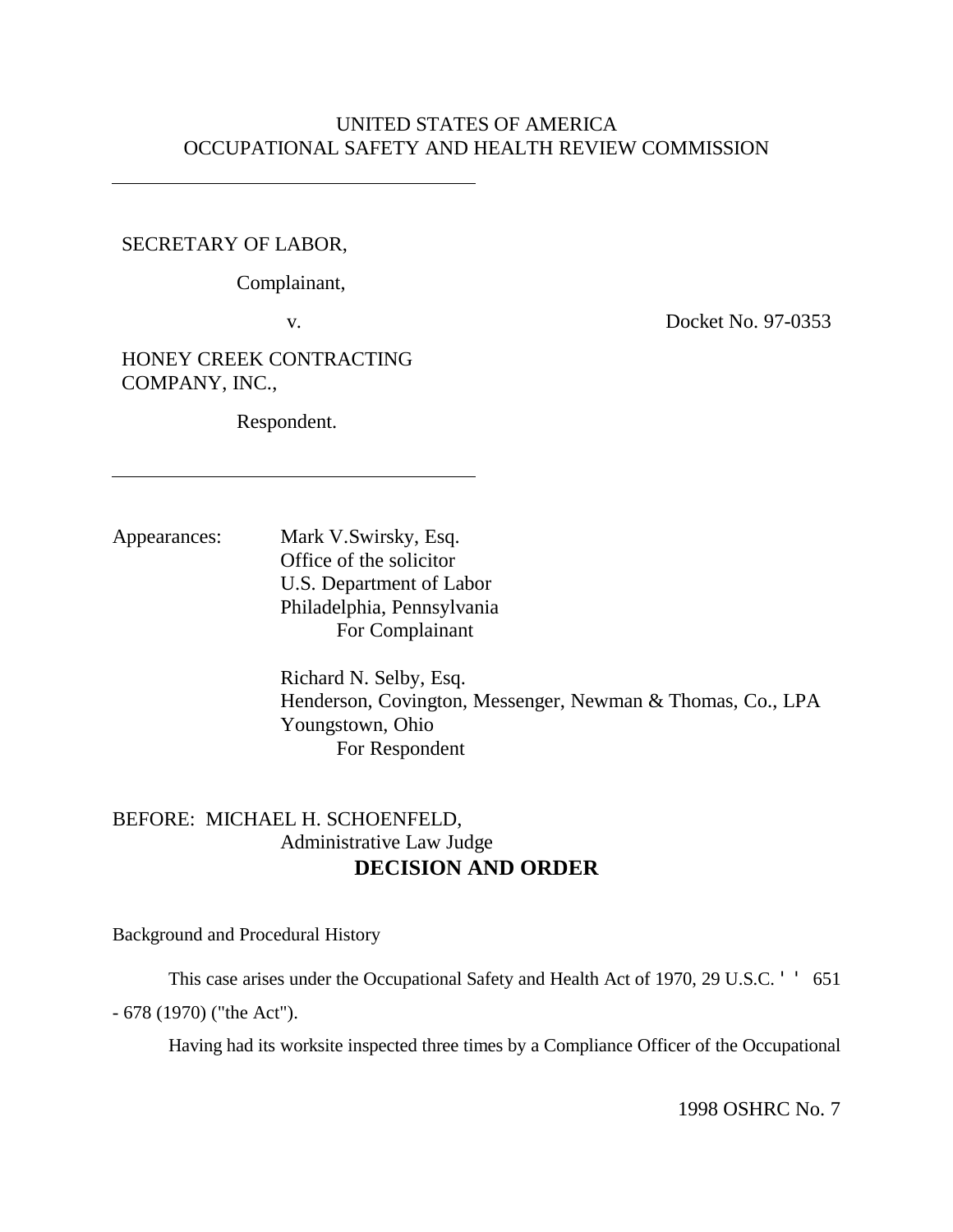UNITED STATES OF AMERICA
OCCUPATIONAL SAFETY AND HEALTH REVIEW COMMISSION

SECRETARY OF LABOR,

Complainant,

v.

Docket No. 97-0353

HONEY CREEK CONTRACTING COMPANY, INC.,

Respondent.

Appearances: Mark V.Swirsky, Esq.
Office of the solicitor
U.S. Department of Labor
Philadelphia, Pennsylvania
For Complainant

Richard N. Selby, Esq.
Henderson, Covington, Messenger, Newman & Thomas, Co., LPA
Youngstown, Ohio
For Respondent

BEFORE: MICHAEL H. SCHOENFELD,
Administrative Law Judge

## DECISION AND ORDER

Background and Procedural History

This case arises under the Occupational Safety and Health Act of 1970, 29 U.S.C. ' ' 651 - 678 (1970) ("the Act").

Having had its worksite inspected three times by a Compliance Officer of the Occupational

1998 OSHRC No. 7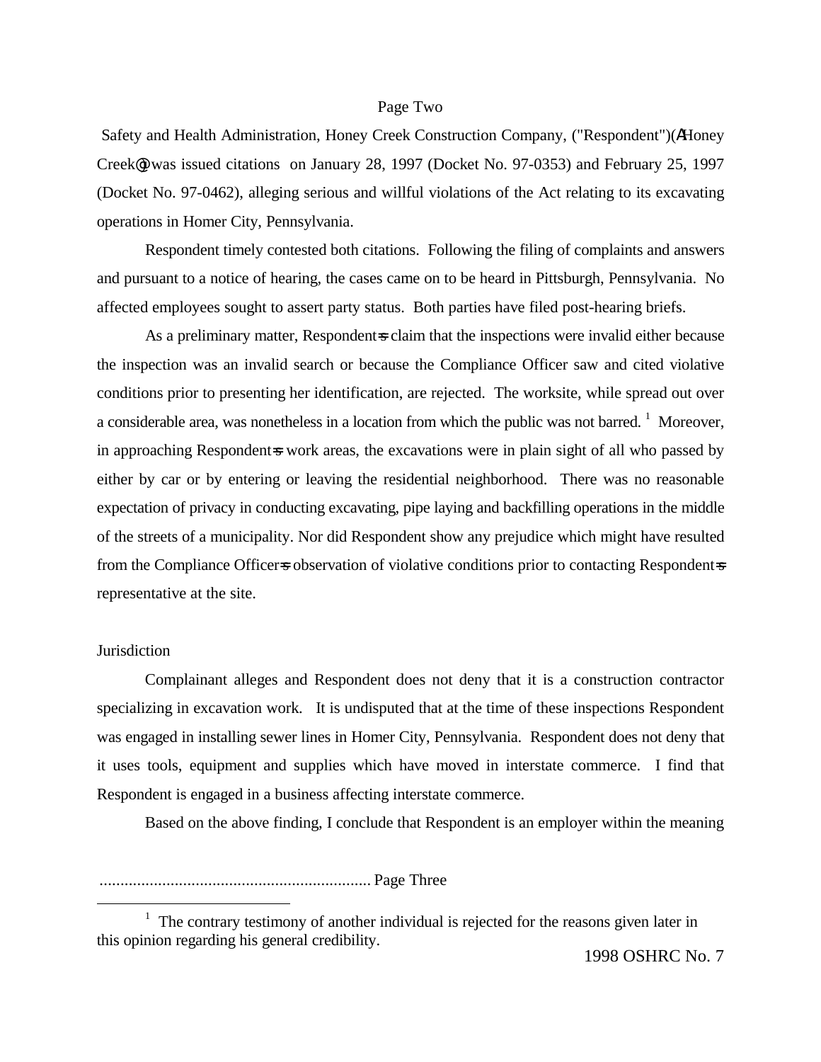Safety and Health Administration, Honey Creek Construction Company, ("Respondent")(AHoney Creek@) was issued citations on January 28, 1997 (Docket No. 97-0353) and February 25, 1997 (Docket No. 97-0462), alleging serious and willful violations of the Act relating to its excavating operations in Homer City, Pennsylvania.

Respondent timely contested both citations. Following the filing of complaints and answers and pursuant to a notice of hearing, the cases came on to be heard in Pittsburgh, Pennsylvania. No affected employees sought to assert party status. Both parties have filed post-hearing briefs.

As a preliminary matter, Respondent=s claim that the inspections were invalid either because the inspection was an invalid search or because the Compliance Officer saw and cited violative conditions prior to presenting her identification, are rejected. The worksite, while spread out over a considerable area, was nonetheless in a location from which the public was not barred. [1] Moreover, in approaching Respondent=s work areas, the excavations were in plain sight of all who passed by either by car or by entering or leaving the residential neighborhood. There was no reasonable expectation of privacy in conducting excavating, pipe laying and backfilling operations in the middle of the streets of a municipality. Nor did Respondent show any prejudice which might have resulted from the Compliance Officer=s observation of violative conditions prior to contacting Respondent=s representative at the site.

Jurisdiction

Complainant alleges and Respondent does not deny that it is a construction contractor specializing in excavation work. It is undisputed that at the time of these inspections Respondent was engaged in installing sewer lines in Homer City, Pennsylvania. Respondent does not deny that it uses tools, equipment and supplies which have moved in interstate commerce. I find that Respondent is engaged in a business affecting interstate commerce.

Based on the above finding, I conclude that Respondent is an employer within the meaning

[1] The contrary testimony of another individual is rejected for the reasons given later in this opinion regarding his general credibility.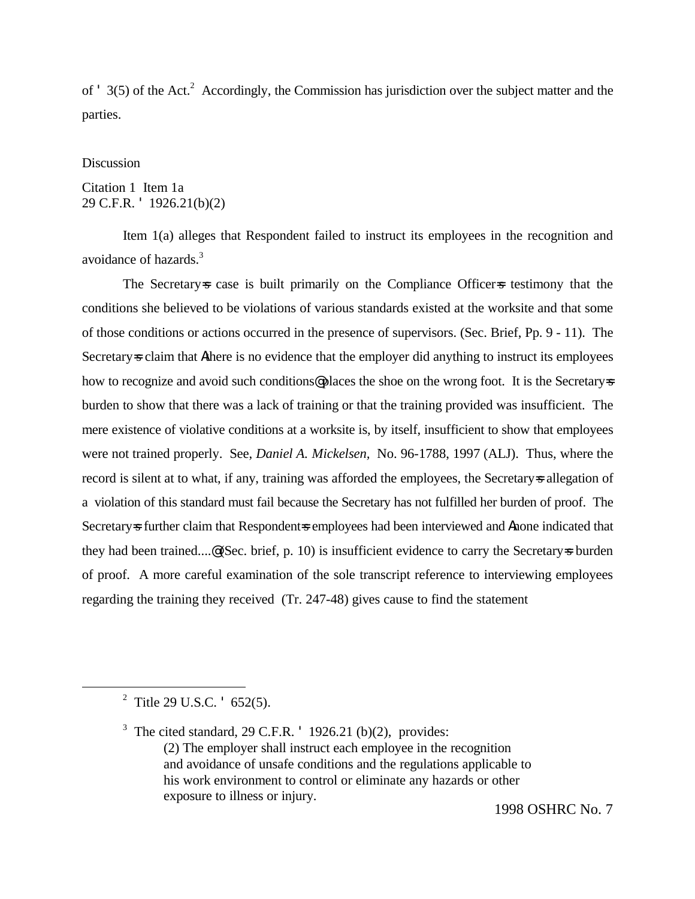of ' 3(5) of the Act.[2] Accordingly, the Commission has jurisdiction over the subject matter and the parties.

Discussion

Citation 1 Item 1a
29 C.F.R. ' 1926.21(b)(2)

Item 1(a) alleges that Respondent failed to instruct its employees in the recognition and avoidance of hazards.[3]

The Secretary=s case is built primarily on the Compliance Officer=s testimony that the conditions she believed to be violations of various standards existed at the worksite and that some of those conditions or actions occurred in the presence of supervisors. (Sec. Brief, Pp. 9 - 11). The Secretary=s claim that Athere is no evidence that the employer did anything to instruct its employees how to recognize and avoid such conditions@ places the shoe on the wrong foot. It is the Secretary=s burden to show that there was a lack of training or that the training provided was insufficient. The mere existence of violative conditions at a worksite is, by itself, insufficient to show that employees were not trained properly. See, *Daniel A. Mickelsen,* No. 96-1788, 1997 (ALJ). Thus, where the record is silent at to what, if any, training was afforded the employees, the Secretary=s allegation of a violation of this standard must fail because the Secretary has not fulfilled her burden of proof. The Secretary=s further claim that Respondent=s employees had been interviewed and Anone indicated that they had been trained....@ (Sec. brief, p. 10) is insufficient evidence to carry the Secretary=s burden of proof. A more careful examination of the sole transcript reference to interviewing employees regarding the training they received (Tr. 247-48) gives cause to find the statement

---

[2] Title 29 U.S.C. ' 652(5).

[3] The cited standard, 29 C.F.R. ' 1926.21 (b)(2), provides:
(2) The employer shall instruct each employee in the recognition and avoidance of unsafe conditions and the regulations applicable to his work environment to control or eliminate any hazards or other exposure to illness or injury.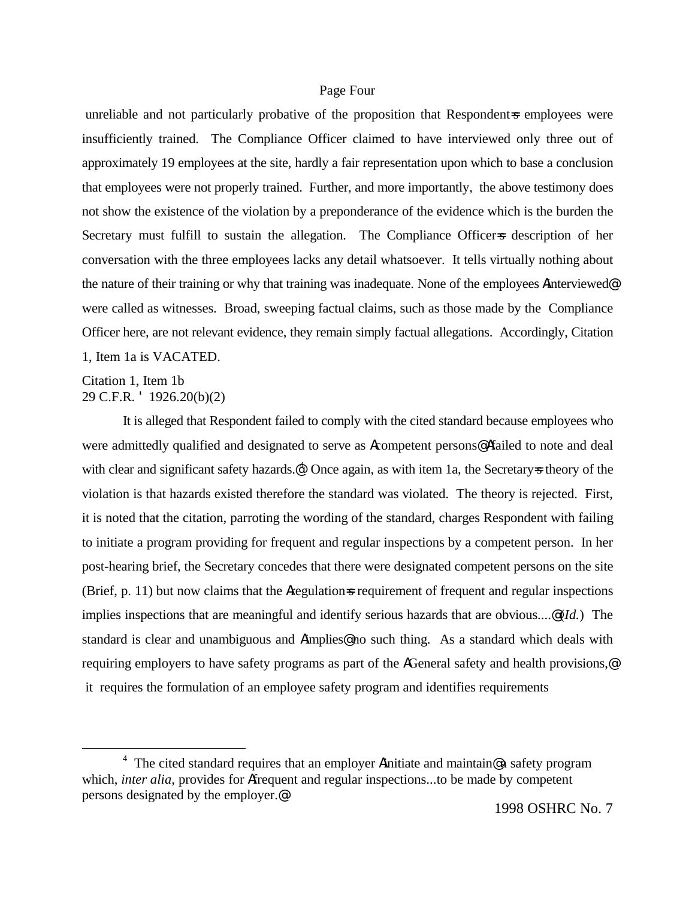unreliable and not particularly probative of the proposition that Respondent=s employees were insufficiently trained. The Compliance Officer claimed to have interviewed only three out of approximately 19 employees at the site, hardly a fair representation upon which to base a conclusion that employees were not properly trained. Further, and more importantly, the above testimony does not show the existence of the violation by a preponderance of the evidence which is the burden the Secretary must fulfill to sustain the allegation. The Compliance Officer=s description of her conversation with the three employees lacks any detail whatsoever. It tells virtually nothing about the nature of their training or why that training was inadequate. None of the employees Ainterviewed@ were called as witnesses. Broad, sweeping factual claims, such as those made by the Compliance Officer here, are not relevant evidence, they remain simply factual allegations. Accordingly, Citation 1, Item 1a is VACATED.

Citation 1, Item 1b
29 C.F.R. ' 1926.20(b)(2)

It is alleged that Respondent failed to comply with the cited standard because employees who were admittedly qualified and designated to serve as Acompetent persons@ Afailed to note and deal with clear and significant safety hazards.@[4] Once again, as with item 1a, the Secretary=s theory of the violation is that hazards existed therefore the standard was violated. The theory is rejected. First, it is noted that the citation, parroting the wording of the standard, charges Respondent with failing to initiate a program providing for frequent and regular inspections by a competent person. In her post-hearing brief, the Secretary concedes that there were designated competent persons on the site (Brief, p. 11) but now claims that the Aregulation=s requirement of frequent and regular inspections implies inspections that are meaningful and identify serious hazards that are obvious....@ (*Id.*) The standard is clear and unambiguous and Aimplies@ no such thing. As a standard which deals with requiring employers to have safety programs as part of the AGeneral safety and health provisions,@ it requires the formulation of an employee safety program and identifies requirements

[4] The cited standard requires that an employer Ainitiate and maintain@ a safety program which, *inter alia*, provides for Afrequent and regular inspections...to be made by competent persons designated by the employer.@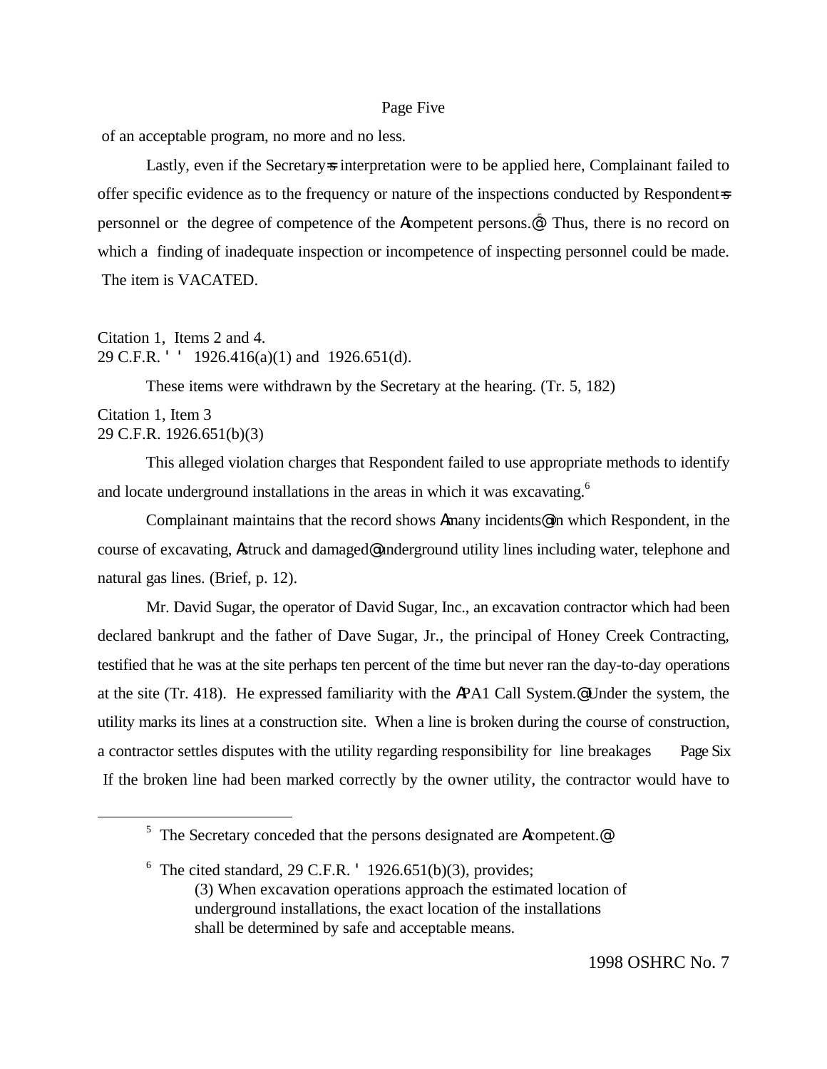of an acceptable program, no more and no less.

Lastly, even if the Secretary=s interpretation were to be applied here, Complainant failed to offer specific evidence as to the frequency or nature of the inspections conducted by Respondent=s personnel or the degree of competence of the Acompetent persons.@[5] Thus, there is no record on which a finding of inadequate inspection or incompetence of inspecting personnel could be made. The item is VACATED.

Citation 1, Items 2 and 4.
29 C.F.R. ' ' 1926.416(a)(1) and 1926.651(d).

These items were withdrawn by the Secretary at the hearing. (Tr. 5, 182)

Citation 1, Item 3
29 C.F.R. 1926.651(b)(3)

This alleged violation charges that Respondent failed to use appropriate methods to identify and locate underground installations in the areas in which it was excavating.[6]

Complainant maintains that the record shows Amany incidents@ in which Respondent, in the course of excavating, Astruck and damaged@ underground utility lines including water, telephone and natural gas lines. (Brief, p. 12).

Mr. David Sugar, the operator of David Sugar, Inc., an excavation contractor which had been declared bankrupt and the father of Dave Sugar, Jr., the principal of Honey Creek Contracting, testified that he was at the site perhaps ten percent of the time but never ran the day-to-day operations at the site (Tr. 418). He expressed familiarity with the APA1 Call System.@ Under the system, the utility marks its lines at a construction site. When a line is broken during the course of construction, a contractor settles disputes with the utility regarding responsibility for line breakages Page Six If the broken line had been marked correctly by the owner utility, the contractor would have to

[5] The Secretary conceded that the persons designated are Acompetent.@

[6] The cited standard, 29 C.F.R. ' 1926.651(b)(3), provides;
(3) When excavation operations approach the estimated location of underground installations, the exact location of the installations shall be determined by safe and acceptable means.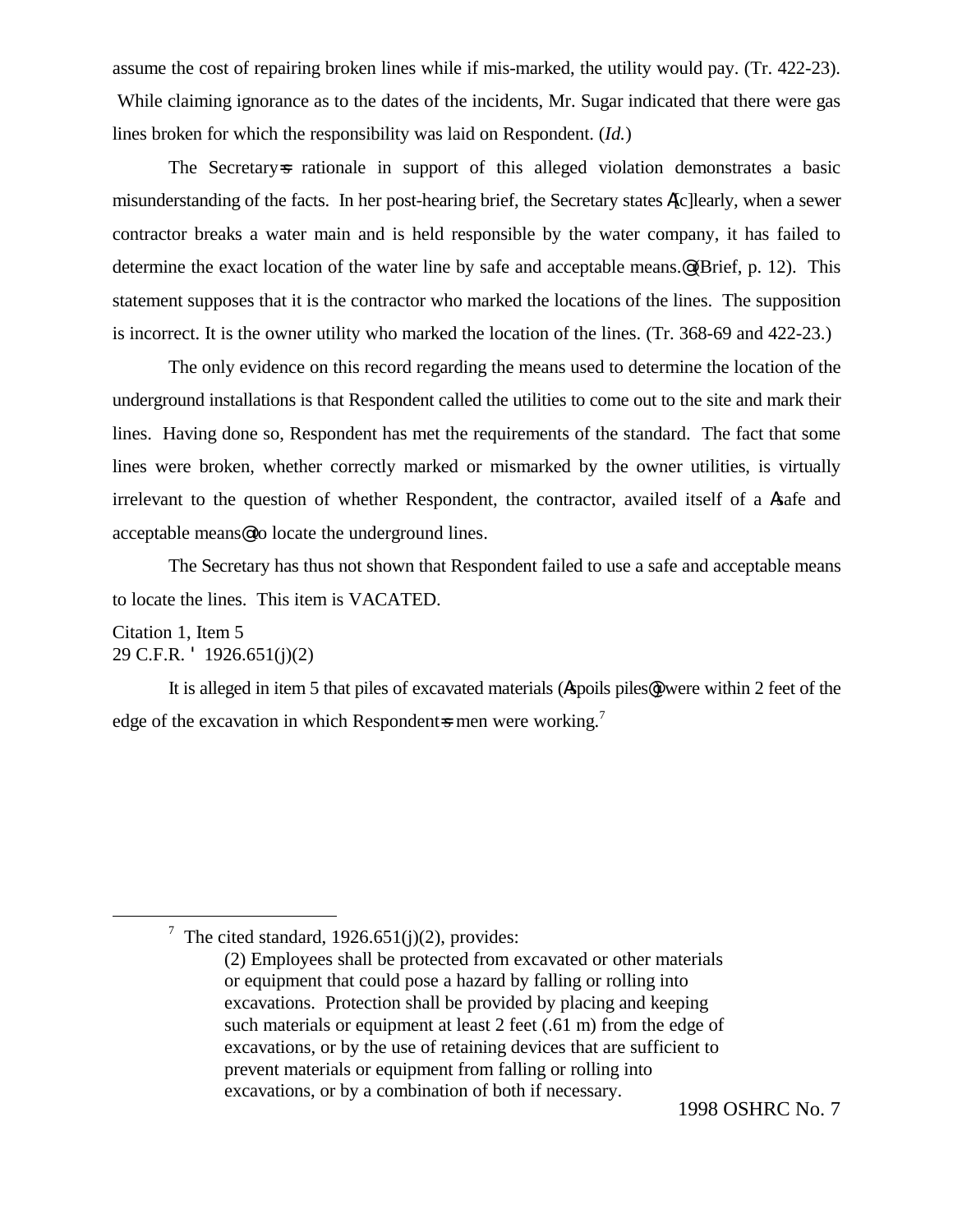assume the cost of repairing broken lines while if mis-marked, the utility would pay. (Tr. 422-23). While claiming ignorance as to the dates of the incidents, Mr. Sugar indicated that there were gas lines broken for which the responsibility was laid on Respondent. (*Id.*)

The Secretary=s rationale in support of this alleged violation demonstrates a basic misunderstanding of the facts. In her post-hearing brief, the Secretary states A[c]learly, when a sewer contractor breaks a water main and is held responsible by the water company, it has failed to determine the exact location of the water line by safe and acceptable means.@ (Brief, p. 12). This statement supposes that it is the contractor who marked the locations of the lines. The supposition is incorrect. It is the owner utility who marked the location of the lines. (Tr. 368-69 and 422-23.)

The only evidence on this record regarding the means used to determine the location of the underground installations is that Respondent called the utilities to come out to the site and mark their lines. Having done so, Respondent has met the requirements of the standard. The fact that some lines were broken, whether correctly marked or mismarked by the owner utilities, is virtually irrelevant to the question of whether Respondent, the contractor, availed itself of a Asafe and acceptable means@ to locate the underground lines.

The Secretary has thus not shown that Respondent failed to use a safe and acceptable means to locate the lines. This item is VACATED.

Citation 1, Item 5
29 C.F.R. ' 1926.651(j)(2)

It is alleged in item 5 that piles of excavated materials (Aspoils piles@) were within 2 feet of the edge of the excavation in which Respondent=s men were working.[7]

---

[7] The cited standard, 1926.651(j)(2), provides:

> (2) Employees shall be protected from excavated or other materials or equipment that could pose a hazard by falling or rolling into excavations. Protection shall be provided by placing and keeping such materials or equipment at least 2 feet (.61 m) from the edge of excavations, or by the use of retaining devices that are sufficient to prevent materials or equipment from falling or rolling into excavations, or by a combination of both if necessary.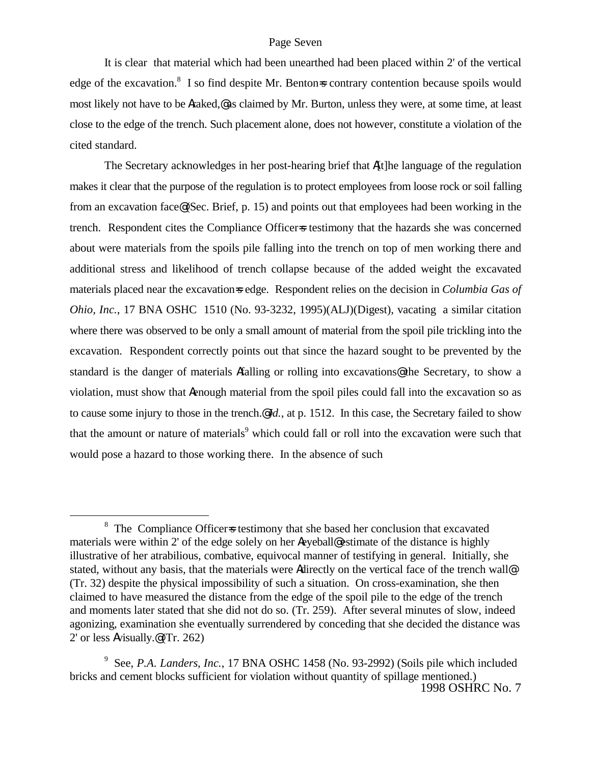It is clear that material which had been unearthed had been placed within 2' of the vertical edge of the excavation.[8] I so find despite Mr. Benton=s contrary contention because spoils would most likely not have to be Araked,@ as claimed by Mr. Burton, unless they were, at some time, at least close to the edge of the trench. Such placement alone, does not however, constitute a violation of the cited standard.

The Secretary acknowledges in her post-hearing brief that A[t]he language of the regulation makes it clear that the purpose of the regulation is to protect employees from loose rock or soil falling from an excavation face@ (Sec. Brief, p. 15) and points out that employees had been working in the trench. Respondent cites the Compliance Officer=s testimony that the hazards she was concerned about were materials from the spoils pile falling into the trench on top of men working there and additional stress and likelihood of trench collapse because of the added weight the excavated materials placed near the excavation=s edge. Respondent relies on the decision in *Columbia Gas of Ohio, Inc.*, 17 BNA OSHC 1510 (No. 93-3232, 1995)(ALJ)(Digest), vacating a similar citation where there was observed to be only a small amount of material from the spoil pile trickling into the excavation. Respondent correctly points out that since the hazard sought to be prevented by the standard is the danger of materials Afalling or rolling into excavations@ the Secretary, to show a violation, must show that Aenough material from the spoil piles could fall into the excavation so as to cause some injury to those in the trench.@ *Id.*, at p. 1512. In this case, the Secretary failed to show that the amount or nature of materials[9] which could fall or roll into the excavation were such that would pose a hazard to those working there. In the absence of such

---

[8] The Compliance Officer=s testimony that she based her conclusion that excavated materials were within 2' of the edge solely on her Aeyeball@ estimate of the distance is highly illustrative of her atrabilious, combative, equivocal manner of testifying in general. Initially, she stated, without any basis, that the materials were Adirectly on the vertical face of the trench wall@ (Tr. 32) despite the physical impossibility of such a situation. On cross-examination, she then claimed to have measured the distance from the edge of the spoil pile to the edge of the trench and moments later stated that she did not do so. (Tr. 259). After several minutes of slow, indeed agonizing, examination she eventually surrendered by conceding that she decided the distance was 2' or less Avisually.@ (Tr. 262)

[9] See, *P.A. Landers, Inc.*, 17 BNA OSHC 1458 (No. 93-2992) (Soils pile which included bricks and cement blocks sufficient for violation without quantity of spillage mentioned.)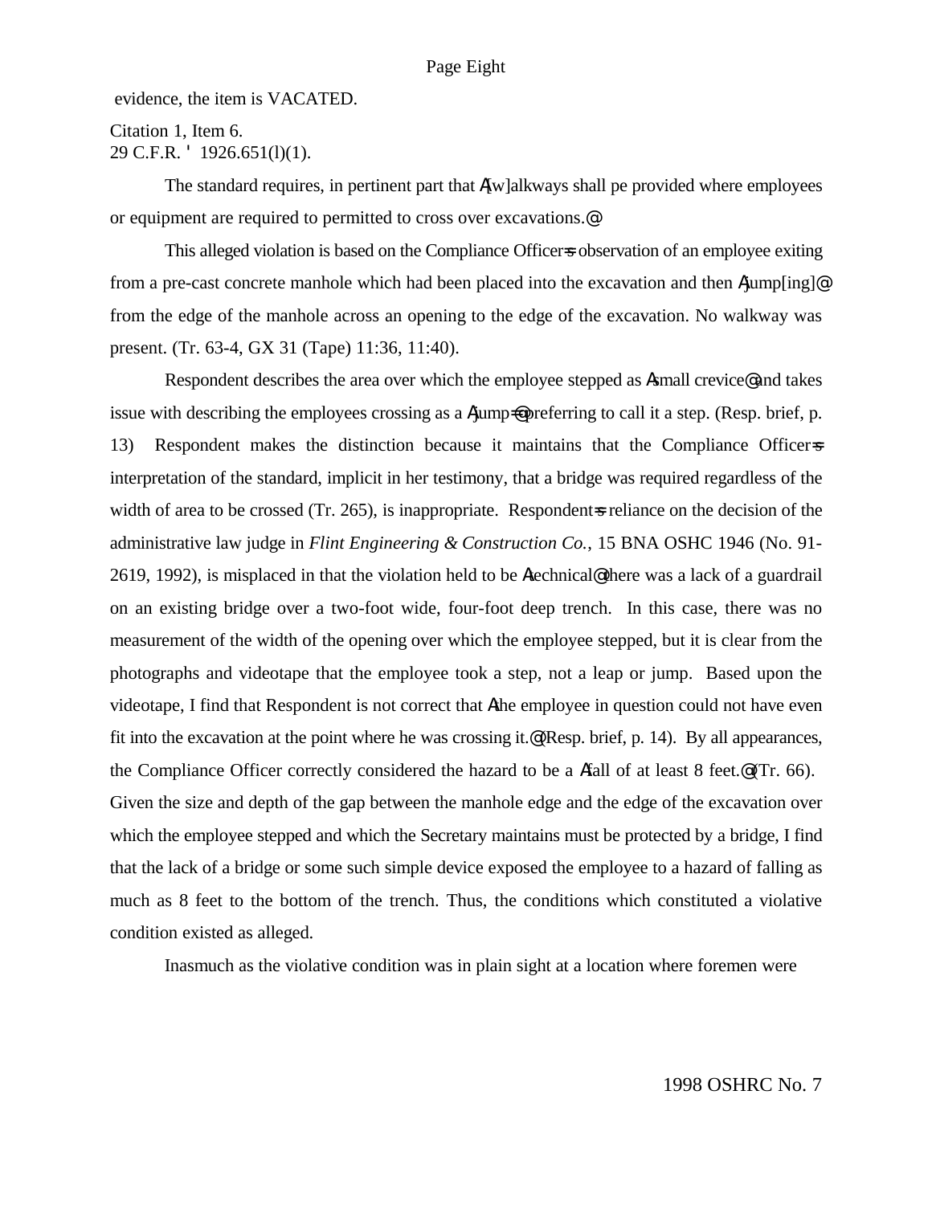evidence, the item is VACATED.

Citation 1, Item 6.
29 C.F.R. ' 1926.651(l)(1).

The standard requires, in pertinent part that A[w]alkways shall pe provided where employees or equipment are required to permitted to cross over excavations.@

This alleged violation is based on the Compliance Officer=s observation of an employee exiting from a pre-cast concrete manhole which had been placed into the excavation and then Ajump[ing]@ from the edge of the manhole across an opening to the edge of the excavation. No walkway was present. (Tr. 63-4, GX 31 (Tape) 11:36, 11:40).

Respondent describes the area over which the employee stepped as Asmall crevice@ and takes issue with describing the employees crossing as a Ajump=@ preferring to call it a step. (Resp. brief, p. 13) Respondent makes the distinction because it maintains that the Compliance Officer=s interpretation of the standard, implicit in her testimony, that a bridge was required regardless of the width of area to be crossed (Tr. 265), is inappropriate. Respondent=s reliance on the decision of the administrative law judge in *Flint Engineering & Construction Co.*, 15 BNA OSHC 1946 (No. 91-2619, 1992), is misplaced in that the violation held to be Atechnical@ there was a lack of a guardrail on an existing bridge over a two-foot wide, four-foot deep trench. In this case, there was no measurement of the width of the opening over which the employee stepped, but it is clear from the photographs and videotape that the employee took a step, not a leap or jump. Based upon the videotape, I find that Respondent is not correct that Athe employee in question could not have even fit into the excavation at the point where he was crossing it.@ (Resp. brief, p. 14). By all appearances, the Compliance Officer correctly considered the hazard to be a Afall of at least 8 feet.@ (Tr. 66). Given the size and depth of the gap between the manhole edge and the edge of the excavation over which the employee stepped and which the Secretary maintains must be protected by a bridge, I find that the lack of a bridge or some such simple device exposed the employee to a hazard of falling as much as 8 feet to the bottom of the trench. Thus, the conditions which constituted a violative condition existed as alleged.

Inasmuch as the violative condition was in plain sight at a location where foremen were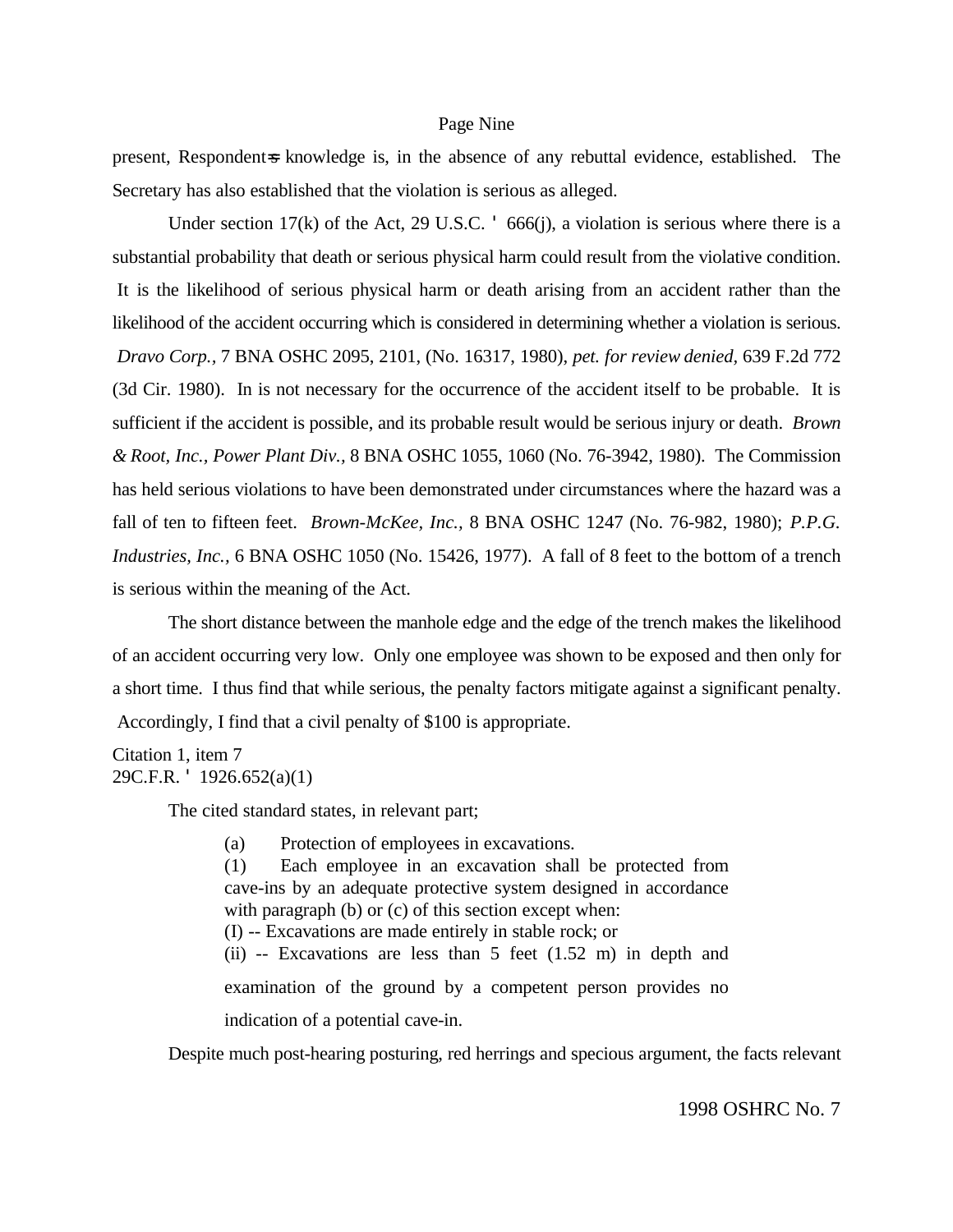present, Respondent=s knowledge is, in the absence of any rebuttal evidence, established. The Secretary has also established that the violation is serious as alleged.

Under section 17(k) of the Act, 29 U.S.C. ' 666(j), a violation is serious where there is a substantial probability that death or serious physical harm could result from the violative condition. It is the likelihood of serious physical harm or death arising from an accident rather than the likelihood of the accident occurring which is considered in determining whether a violation is serious. *Dravo Corp.*, 7 BNA OSHC 2095, 2101, (No. 16317, 1980), *pet. for review denied,* 639 F.2d 772 (3d Cir. 1980). In is not necessary for the occurrence of the accident itself to be probable. It is sufficient if the accident is possible, and its probable result would be serious injury or death. *Brown & Root, Inc., Power Plant Div.*, 8 BNA OSHC 1055, 1060 (No. 76-3942, 1980). The Commission has held serious violations to have been demonstrated under circumstances where the hazard was a fall of ten to fifteen feet. *Brown-McKee, Inc.*, 8 BNA OSHC 1247 (No. 76-982, 1980); *P.P.G. Industries, Inc.*, 6 BNA OSHC 1050 (No. 15426, 1977). A fall of 8 feet to the bottom of a trench is serious within the meaning of the Act.

The short distance between the manhole edge and the edge of the trench makes the likelihood of an accident occurring very low. Only one employee was shown to be exposed and then only for a short time. I thus find that while serious, the penalty factors mitigate against a significant penalty. Accordingly, I find that a civil penalty of $100 is appropriate.

Citation 1, item 7
29C.F.R. ' 1926.652(a)(1)

The cited standard states, in relevant part;

> (a) Protection of employees in excavations.
> (1) Each employee in an excavation shall be protected from cave-ins by an adequate protective system designed in accordance with paragraph (b) or (c) of this section except when:
> (I) -- Excavations are made entirely in stable rock; or
> (ii) -- Excavations are less than 5 feet (1.52 m) in depth and examination of the ground by a competent person provides no indication of a potential cave-in.

Despite much post-hearing posturing, red herrings and specious argument, the facts relevant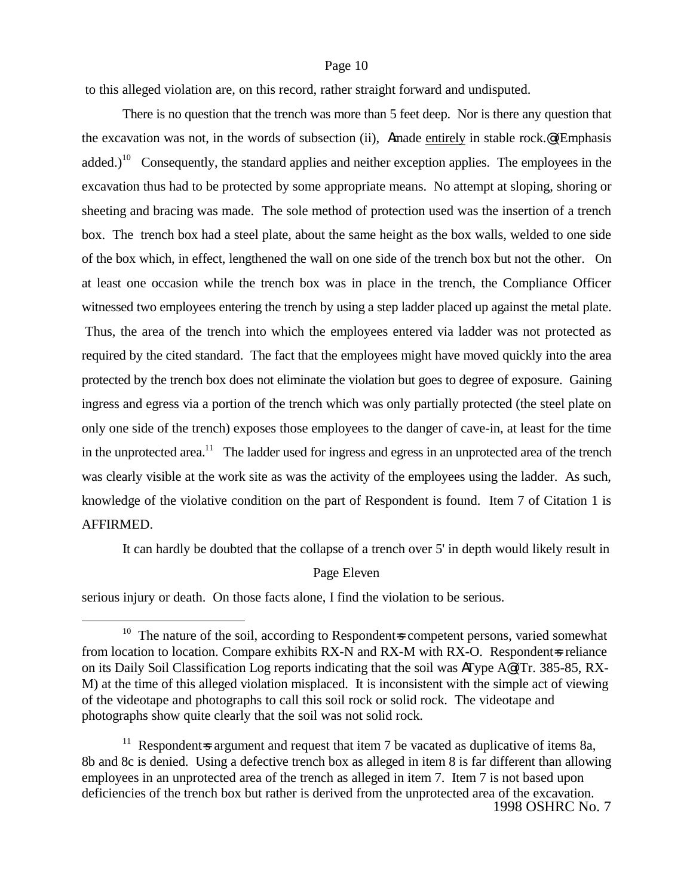to this alleged violation are, on this record, rather straight forward and undisputed.

There is no question that the trench was more than 5 feet deep. Nor is there any question that the excavation was not, in the words of subsection (ii), Amade entirely in stable rock.@ (Emphasis added.)[10] Consequently, the standard applies and neither exception applies. The employees in the excavation thus had to be protected by some appropriate means. No attempt at sloping, shoring or sheeting and bracing was made. The sole method of protection used was the insertion of a trench box. The trench box had a steel plate, about the same height as the box walls, welded to one side of the box which, in effect, lengthened the wall on one side of the trench box but not the other. On at least one occasion while the trench box was in place in the trench, the Compliance Officer witnessed two employees entering the trench by using a step ladder placed up against the metal plate. Thus, the area of the trench into which the employees entered via ladder was not protected as required by the cited standard. The fact that the employees might have moved quickly into the area protected by the trench box does not eliminate the violation but goes to degree of exposure. Gaining ingress and egress via a portion of the trench which was only partially protected (the steel plate on only one side of the trench) exposes those employees to the danger of cave-in, at least for the time in the unprotected area.[11] The ladder used for ingress and egress in an unprotected area of the trench was clearly visible at the work site as was the activity of the employees using the ladder. As such, knowledge of the violative condition on the part of Respondent is found. Item 7 of Citation 1 is AFFIRMED.

It can hardly be doubted that the collapse of a trench over 5' in depth would likely result in serious injury or death. On those facts alone, I find the violation to be serious.

---

[10] The nature of the soil, according to Respondent=s competent persons, varied somewhat from location to location. Compare exhibits RX-N and RX-M with RX-O. Respondent=s reliance on its Daily Soil Classification Log reports indicating that the soil was AType A@ (Tr. 385-85, RX-M) at the time of this alleged violation misplaced. It is inconsistent with the simple act of viewing of the videotape and photographs to call this soil rock or solid rock. The videotape and photographs show quite clearly that the soil was not solid rock.

[11] Respondent=s argument and request that item 7 be vacated as duplicative of items 8a, 8b and 8c is denied. Using a defective trench box as alleged in item 8 is far different than allowing employees in an unprotected area of the trench as alleged in item 7. Item 7 is not based upon deficiencies of the trench box but rather is derived from the unprotected area of the excavation.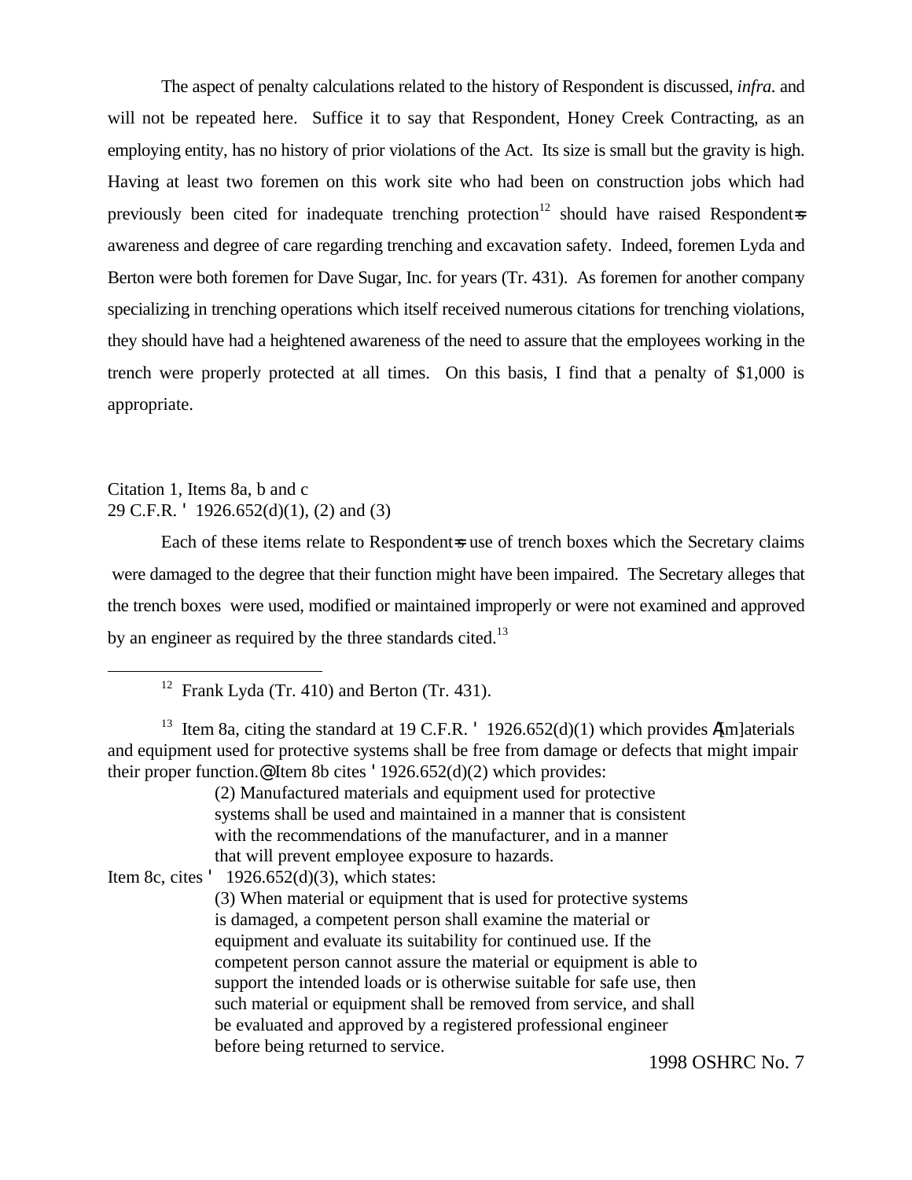The aspect of penalty calculations related to the history of Respondent is discussed, *infra.* and will not be repeated here. Suffice it to say that Respondent, Honey Creek Contracting, as an employing entity, has no history of prior violations of the Act. Its size is small but the gravity is high. Having at least two foremen on this work site who had been on construction jobs which had previously been cited for inadequate trenching protection[12] should have raised Respondent=s awareness and degree of care regarding trenching and excavation safety. Indeed, foremen Lyda and Berton were both foremen for Dave Sugar, Inc. for years (Tr. 431). As foremen for another company specializing in trenching operations which itself received numerous citations for trenching violations, they should have had a heightened awareness of the need to assure that the employees working in the trench were properly protected at all times. On this basis, I find that a penalty of $1,000 is appropriate.

Citation 1, Items 8a, b and c
29 C.F.R. ' 1926.652(d)(1), (2) and (3)

Each of these items relate to Respondent=s use of trench boxes which the Secretary claims were damaged to the degree that their function might have been impaired. The Secretary alleges that the trench boxes were used, modified or maintained improperly or were not examined and approved by an engineer as required by the three standards cited.[13]

---

[12] Frank Lyda (Tr. 410) and Berton (Tr. 431).

[13] Item 8a, citing the standard at 19 C.F.R. ' 1926.652(d)(1) which provides A[m]aterials and equipment used for protective systems shall be free from damage or defects that might impair their proper function.@ Item 8b cites ' 1926.652(d)(2) which provides:

> (2) Manufactured materials and equipment used for protective systems shall be used and maintained in a manner that is consistent with the recommendations of the manufacturer, and in a manner that will prevent employee exposure to hazards.

Item 8c, cites ' 1926.652(d)(3), which states:

> (3) When material or equipment that is used for protective systems is damaged, a competent person shall examine the material or equipment and evaluate its suitability for continued use. If the competent person cannot assure the material or equipment is able to support the intended loads or is otherwise suitable for safe use, then such material or equipment shall be removed from service, and shall be evaluated and approved by a registered professional engineer before being returned to service.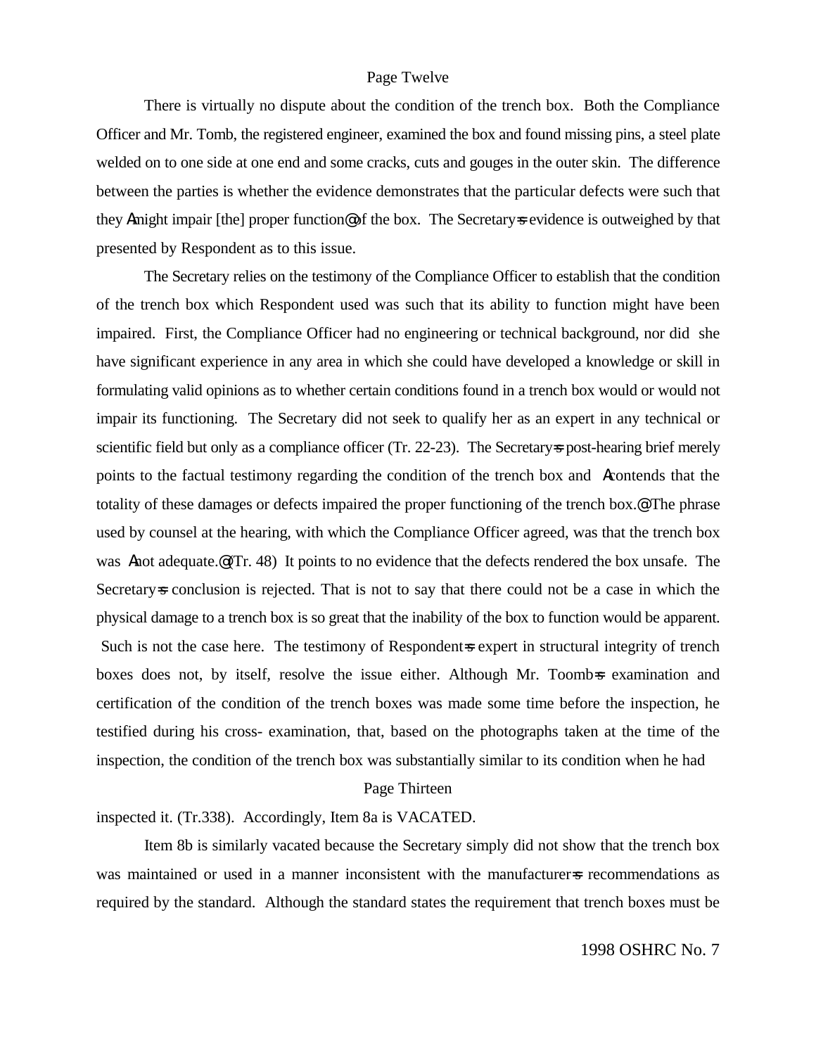There is virtually no dispute about the condition of the trench box. Both the Compliance Officer and Mr. Tomb, the registered engineer, examined the box and found missing pins, a steel plate welded on to one side at one end and some cracks, cuts and gouges in the outer skin. The difference between the parties is whether the evidence demonstrates that the particular defects were such that they Amight impair [the] proper function@ of the box. The Secretary=s evidence is outweighed by that presented by Respondent as to this issue.

The Secretary relies on the testimony of the Compliance Officer to establish that the condition of the trench box which Respondent used was such that its ability to function might have been impaired. First, the Compliance Officer had no engineering or technical background, nor did she have significant experience in any area in which she could have developed a knowledge or skill in formulating valid opinions as to whether certain conditions found in a trench box would or would not impair its functioning. The Secretary did not seek to qualify her as an expert in any technical or scientific field but only as a compliance officer (Tr. 22-23). The Secretary=s post-hearing brief merely points to the factual testimony regarding the condition of the trench box and Acontends that the totality of these damages or defects impaired the proper functioning of the trench box.@ The phrase used by counsel at the hearing, with which the Compliance Officer agreed, was that the trench box was Anot adequate.@ (Tr. 48) It points to no evidence that the defects rendered the box unsafe. The Secretary=s conclusion is rejected. That is not to say that there could not be a case in which the physical damage to a trench box is so great that the inability of the box to function would be apparent. Such is not the case here. The testimony of Respondent=s expert in structural integrity of trench boxes does not, by itself, resolve the issue either. Although Mr. Toomb=s examination and certification of the condition of the trench boxes was made some time before the inspection, he testified during his cross- examination, that, based on the photographs taken at the time of the inspection, the condition of the trench box was substantially similar to its condition when he had inspected it. (Tr.338). Accordingly, Item 8a is VACATED.

Item 8b is similarly vacated because the Secretary simply did not show that the trench box was maintained or used in a manner inconsistent with the manufacturer=s recommendations as required by the standard. Although the standard states the requirement that trench boxes must be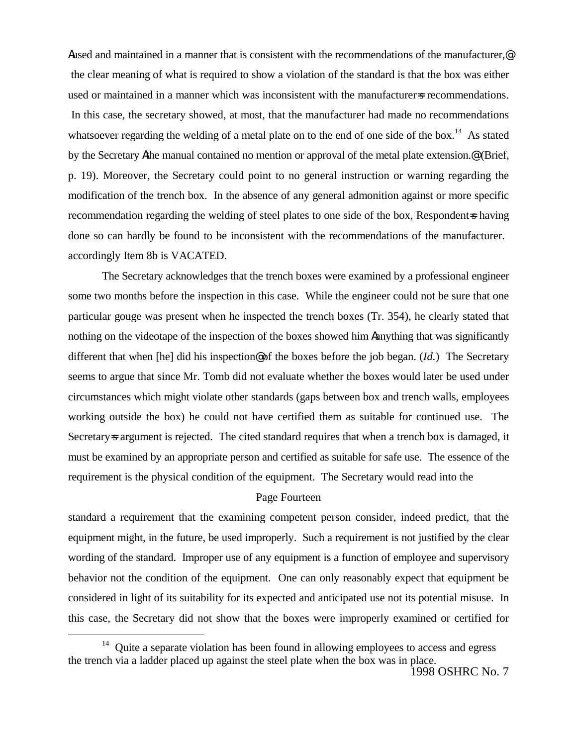Aused and maintained in a manner that is consistent with the recommendations of the manufacturer,@ the clear meaning of what is required to show a violation of the standard is that the box was either used or maintained in a manner which was inconsistent with the manufacturer=s recommendations. In this case, the secretary showed, at most, that the manufacturer had made no recommendations whatsoever regarding the welding of a metal plate on to the end of one side of the box.[14] As stated by the Secretary Athe manual contained no mention or approval of the metal plate extension.@ (Brief, p. 19). Moreover, the Secretary could point to no general instruction or warning regarding the modification of the trench box. In the absence of any general admonition against or more specific recommendation regarding the welding of steel plates to one side of the box, Respondent=s having done so can hardly be found to be inconsistent with the recommendations of the manufacturer. accordingly Item 8b is VACATED.

The Secretary acknowledges that the trench boxes were examined by a professional engineer some two months before the inspection in this case. While the engineer could not be sure that one particular gouge was present when he inspected the trench boxes (Tr. 354), he clearly stated that nothing on the videotape of the inspection of the boxes showed him Aanything that was significantly different that when [he] did his inspection@ of the boxes before the job began. (*Id.*) The Secretary seems to argue that since Mr. Tomb did not evaluate whether the boxes would later be used under circumstances which might violate other standards (gaps between box and trench walls, employees working outside the box) he could not have certified them as suitable for continued use. The Secretary=s argument is rejected. The cited standard requires that when a trench box is damaged, it must be examined by an appropriate person and certified as suitable for safe use. The essence of the requirement is the physical condition of the equipment. The Secretary would read into the standard a requirement that the examining competent person consider, indeed predict, that the equipment might, in the future, be used improperly. Such a requirement is not justified by the clear wording of the standard. Improper use of any equipment is a function of employee and supervisory behavior not the condition of the equipment. One can only reasonably expect that equipment be considered in light of its suitability for its expected and anticipated use not its potential misuse. In this case, the Secretary did not show that the boxes were improperly examined or certified for

[14] Quite a separate violation has been found in allowing employees to access and egress the trench via a ladder placed up against the steel plate when the box was in place.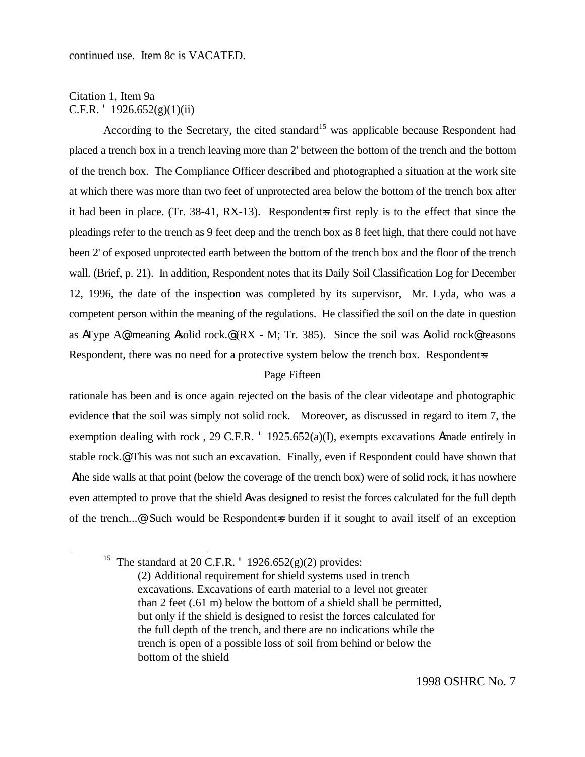continued use. Item 8c is VACATED.

Citation 1, Item 9a
C.F.R. ' 1926.652(g)(1)(ii)

According to the Secretary, the cited standard[15] was applicable because Respondent had placed a trench box in a trench leaving more than 2' between the bottom of the trench and the bottom of the trench box. The Compliance Officer described and photographed a situation at the work site at which there was more than two feet of unprotected area below the bottom of the trench box after it had been in place. (Tr. 38-41, RX-13). Respondent=s first reply is to the effect that since the pleadings refer to the trench as 9 feet deep and the trench box as 8 feet high, that there could not have been 2' of exposed unprotected earth between the bottom of the trench box and the floor of the trench wall. (Brief, p. 21). In addition, Respondent notes that its Daily Soil Classification Log for December 12, 1996, the date of the inspection was completed by its supervisor, Mr. Lyda, who was a competent person within the meaning of the regulations. He classified the soil on the date in question as AType A@ meaning Asolid rock.@ (RX - M; Tr. 385). Since the soil was Asolid rock@ reasons Respondent, there was no need for a protective system below the trench box. Respondent=s

Page Fifteen

rationale has been and is once again rejected on the basis of the clear videotape and photographic evidence that the soil was simply not solid rock. Moreover, as discussed in regard to item 7, the exemption dealing with rock , 29 C.F.R. ' 1925.652(a)(I), exempts excavations Amade entirely in stable rock.@ This was not such an excavation. Finally, even if Respondent could have shown that Athe side walls at that point (below the coverage of the trench box) were of solid rock, it has nowhere even attempted to prove that the shield Awas designed to resist the forces calculated for the full depth of the trench...@ Such would be Respondent=s burden if it sought to avail itself of an exception

[15] The standard at 20 C.F.R. ' 1926.652(g)(2) provides:

> (2) Additional requirement for shield systems used in trench excavations. Excavations of earth material to a level not greater than 2 feet (.61 m) below the bottom of a shield shall be permitted, but only if the shield is designed to resist the forces calculated for the full depth of the trench, and there are no indications while the trench is open of a possible loss of soil from behind or below the bottom of the shield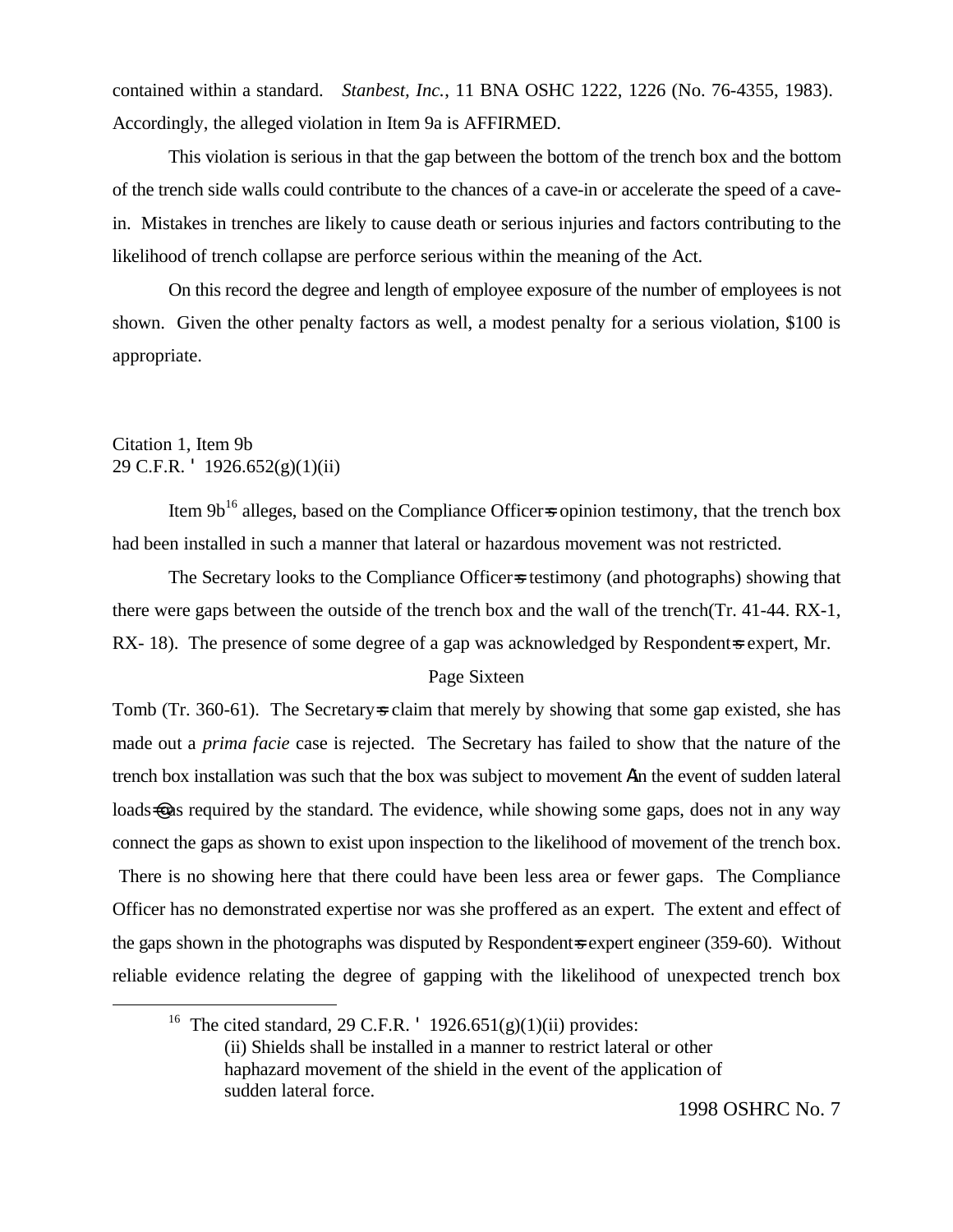contained within a standard. *Stanbest, Inc.*, 11 BNA OSHC 1222, 1226 (No. 76-4355, 1983). Accordingly, the alleged violation in Item 9a is AFFIRMED.

This violation is serious in that the gap between the bottom of the trench box and the bottom of the trench side walls could contribute to the chances of a cave-in or accelerate the speed of a cave-in. Mistakes in trenches are likely to cause death or serious injuries and factors contributing to the likelihood of trench collapse are perforce serious within the meaning of the Act.

On this record the degree and length of employee exposure of the number of employees is not shown. Given the other penalty factors as well, a modest penalty for a serious violation, $100 is appropriate.

Citation 1, Item 9b
29 C.F.R. ' 1926.652(g)(1)(ii)

Item 9b[16] alleges, based on the Compliance Officer=s opinion testimony, that the trench box had been installed in such a manner that lateral or hazardous movement was not restricted.

The Secretary looks to the Compliance Officer=s testimony (and photographs) showing that there were gaps between the outside of the trench box and the wall of the trench(Tr. 41-44. RX-1, RX- 18). The presence of some degree of a gap was acknowledged by Respondent=s expert, Mr. Tomb (Tr. 360-61). The Secretary=s claim that merely by showing that some gap existed, she has made out a *prima facie* case is rejected. The Secretary has failed to show that the nature of the trench box installation was such that the box was subject to movement Ain the event of sudden lateral loads@ as required by the standard. The evidence, while showing some gaps, does not in any way connect the gaps as shown to exist upon inspection to the likelihood of movement of the trench box. There is no showing here that there could have been less area or fewer gaps. The Compliance Officer has no demonstrated expertise nor was she proffered as an expert. The extent and effect of the gaps shown in the photographs was disputed by Respondent=s expert engineer (359-60). Without reliable evidence relating the degree of gapping with the likelihood of unexpected trench box

---

[16] The cited standard, 29 C.F.R. ' 1926.651(g)(1)(ii) provides:

> (ii) Shields shall be installed in a manner to restrict lateral or other haphazard movement of the shield in the event of the application of sudden lateral force.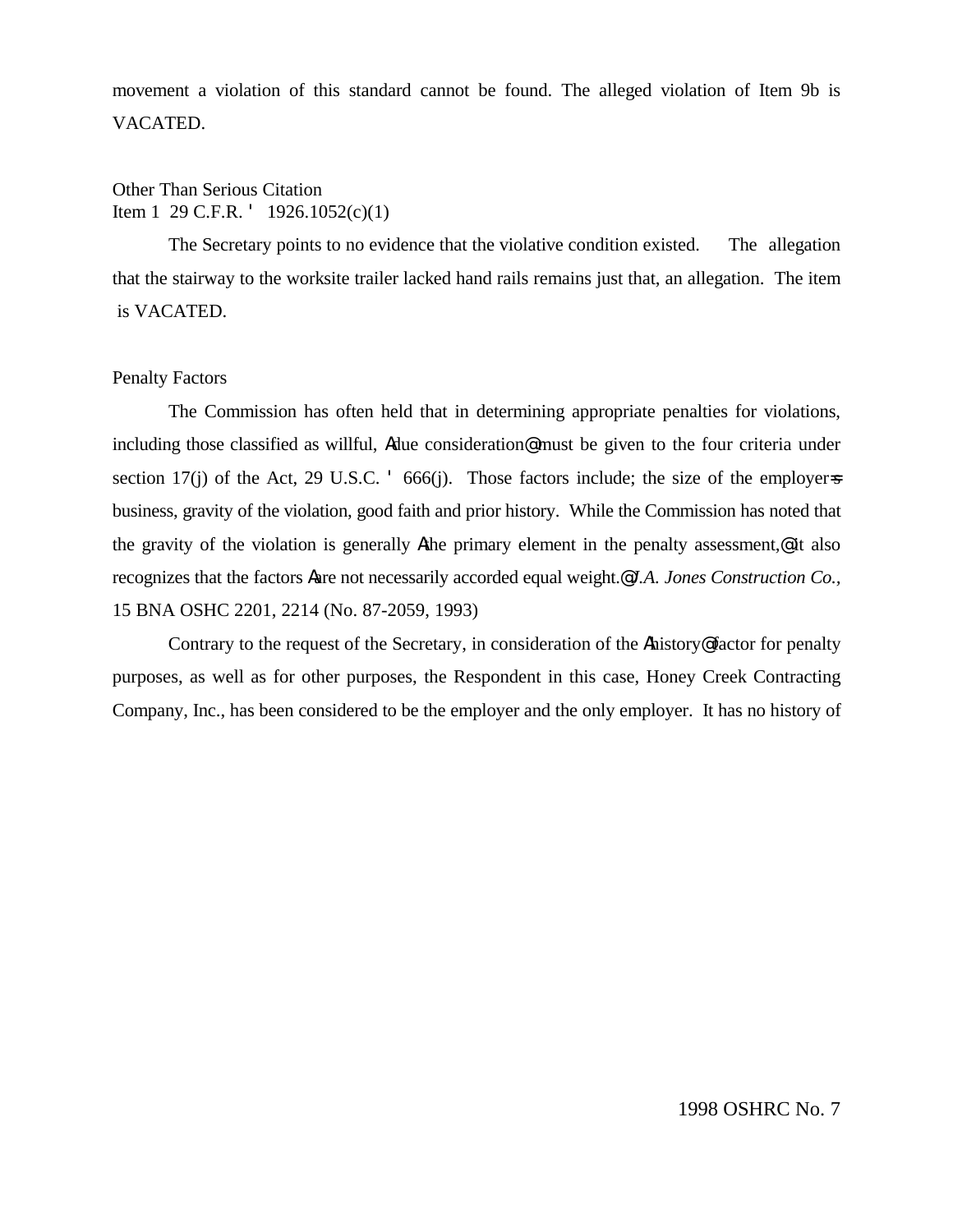movement a violation of this standard cannot be found. The alleged violation of Item 9b is VACATED.

Other Than Serious Citation
Item 1 29 C.F.R. § 1926.1052(c)(1)

The Secretary points to no evidence that the violative condition existed. The allegation that the stairway to the worksite trailer lacked hand rails remains just that, an allegation. The item is VACATED.

Penalty Factors

The Commission has often held that in determining appropriate penalties for violations, including those classified as willful, "due consideration" must be given to the four criteria under section 17(j) of the Act, 29 U.S.C. § 666(j). Those factors include; the size of the employer's business, gravity of the violation, good faith and prior history. While the Commission has noted that the gravity of the violation is generally "the primary element in the penalty assessment," it also recognizes that the factors "are not necessarily accorded equal weight." *J.A. Jones Construction Co.*, 15 BNA OSHC 2201, 2214 (No. 87-2059, 1993)

Contrary to the request of the Secretary, in consideration of the "history" factor for penalty purposes, as well as for other purposes, the Respondent in this case, Honey Creek Contracting Company, Inc., has been considered to be the employer and the only employer. It has no history of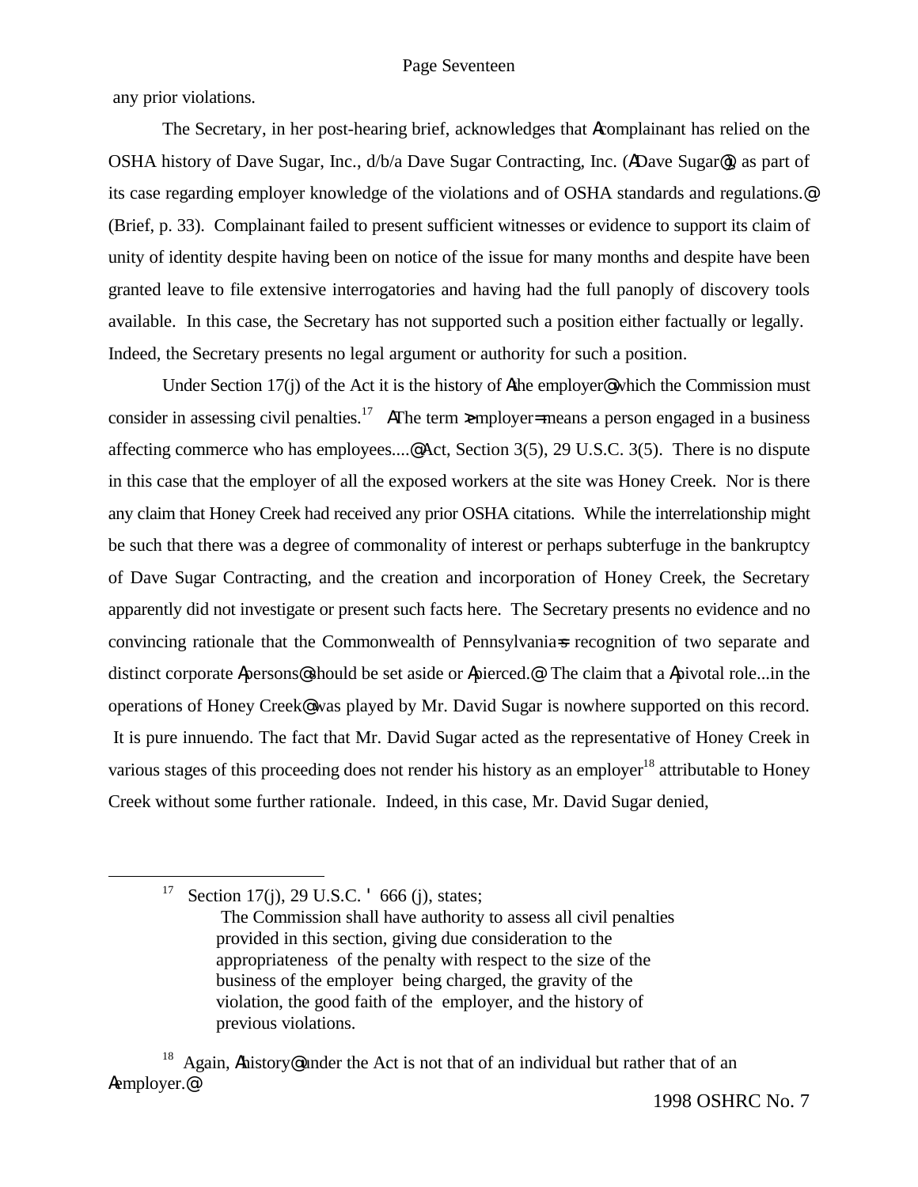any prior violations.

The Secretary, in her post-hearing brief, acknowledges that Acomplainant has relied on the OSHA history of Dave Sugar, Inc., d/b/a Dave Sugar Contracting, Inc. (ADave Sugar@), as part of its case regarding employer knowledge of the violations and of OSHA standards and regulations.@ (Brief, p. 33). Complainant failed to present sufficient witnesses or evidence to support its claim of unity of identity despite having been on notice of the issue for many months and despite have been granted leave to file extensive interrogatories and having had the full panoply of discovery tools available. In this case, the Secretary has not supported such a position either factually or legally. Indeed, the Secretary presents no legal argument or authority for such a position.

Under Section 17(j) of the Act it is the history of Athe employer@ which the Commission must consider in assessing civil penalties.[17] AThe term >employer= means a person engaged in a business affecting commerce who has employees....@ Act, Section 3(5), 29 U.S.C. 3(5). There is no dispute in this case that the employer of all the exposed workers at the site was Honey Creek. Nor is there any claim that Honey Creek had received any prior OSHA citations. While the interrelationship might be such that there was a degree of commonality of interest or perhaps subterfuge in the bankruptcy of Dave Sugar Contracting, and the creation and incorporation of Honey Creek, the Secretary apparently did not investigate or present such facts here. The Secretary presents no evidence and no convincing rationale that the Commonwealth of Pennsylvania=s recognition of two separate and distinct corporate Apersons@ should be set aside or Apierced.@ The claim that a Apivotal role...in the operations of Honey Creek@ was played by Mr. David Sugar is nowhere supported on this record. It is pure innuendo. The fact that Mr. David Sugar acted as the representative of Honey Creek in various stages of this proceeding does not render his history as an employer[18] attributable to Honey Creek without some further rationale. Indeed, in this case, Mr. David Sugar denied,

---

[17] Section 17(j), 29 U.S.C. ' 666 (j), states;

> The Commission shall have authority to assess all civil penalties provided in this section, giving due consideration to the appropriateness of the penalty with respect to the size of the business of the employer being charged, the gravity of the violation, the good faith of the employer, and the history of previous violations.

[18] Again, Ahistory@ under the Act is not that of an individual but rather that of an Aemployer.@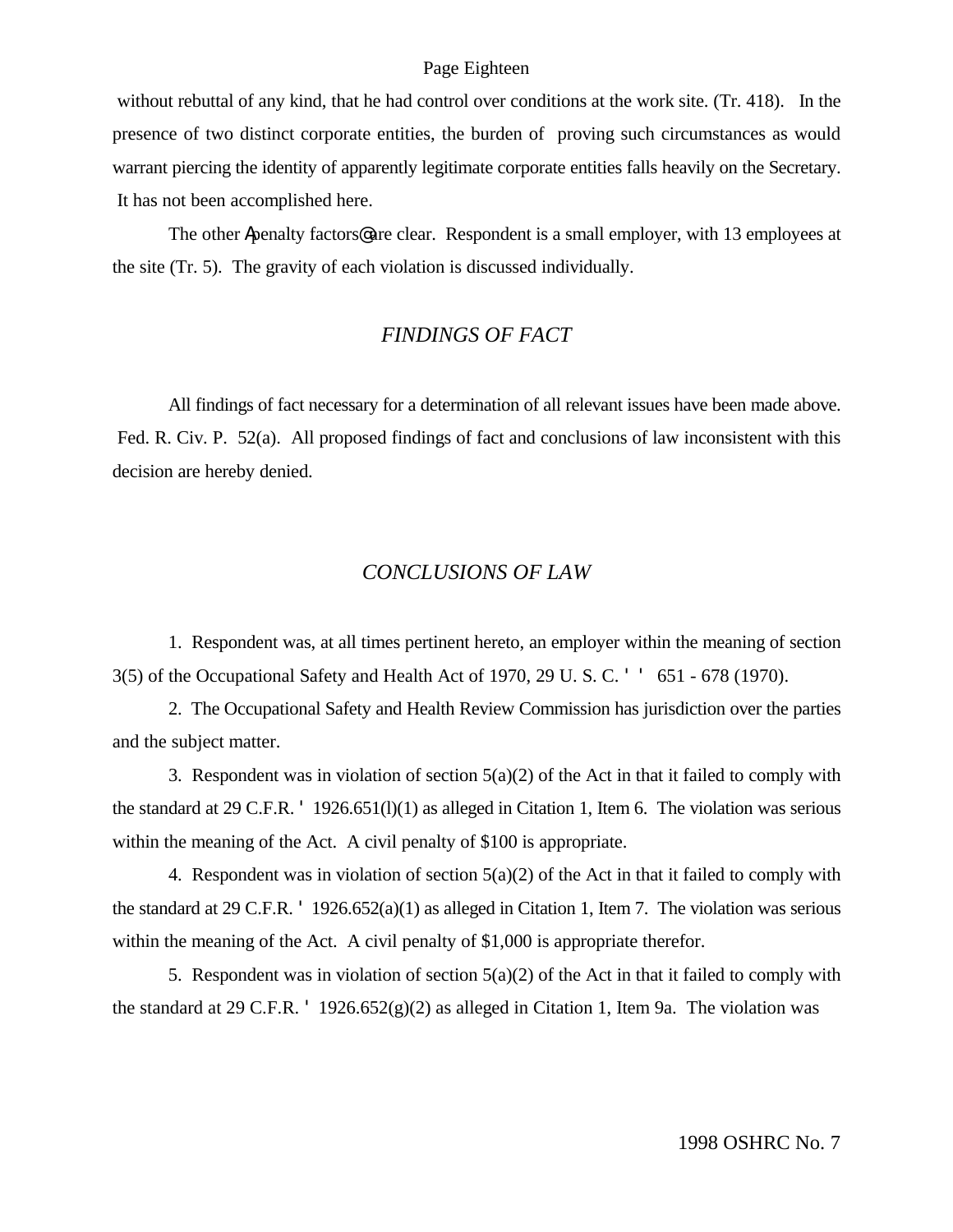without rebuttal of any kind, that he had control over conditions at the work site. (Tr. 418). In the presence of two distinct corporate entities, the burden of proving such circumstances as would warrant piercing the identity of apparently legitimate corporate entities falls heavily on the Secretary. It has not been accomplished here.

The other Apenalty factors@ are clear. Respondent is a small employer, with 13 employees at the site (Tr. 5). The gravity of each violation is discussed individually.

## *FINDINGS OF FACT*

All findings of fact necessary for a determination of all relevant issues have been made above. Fed. R. Civ. P. 52(a). All proposed findings of fact and conclusions of law inconsistent with this decision are hereby denied.

## *CONCLUSIONS OF LAW*

1. Respondent was, at all times pertinent hereto, an employer within the meaning of section 3(5) of the Occupational Safety and Health Act of 1970, 29 U. S. C. ' ' 651 - 678 (1970).

2. The Occupational Safety and Health Review Commission has jurisdiction over the parties and the subject matter.

3. Respondent was in violation of section 5(a)(2) of the Act in that it failed to comply with the standard at 29 C.F.R. ' 1926.651(l)(1) as alleged in Citation 1, Item 6. The violation was serious within the meaning of the Act. A civil penalty of $100 is appropriate.

4. Respondent was in violation of section 5(a)(2) of the Act in that it failed to comply with the standard at 29 C.F.R. ' 1926.652(a)(1) as alleged in Citation 1, Item 7. The violation was serious within the meaning of the Act. A civil penalty of $1,000 is appropriate therefor.

5. Respondent was in violation of section 5(a)(2) of the Act in that it failed to comply with the standard at 29 C.F.R. ' 1926.652(g)(2) as alleged in Citation 1, Item 9a. The violation was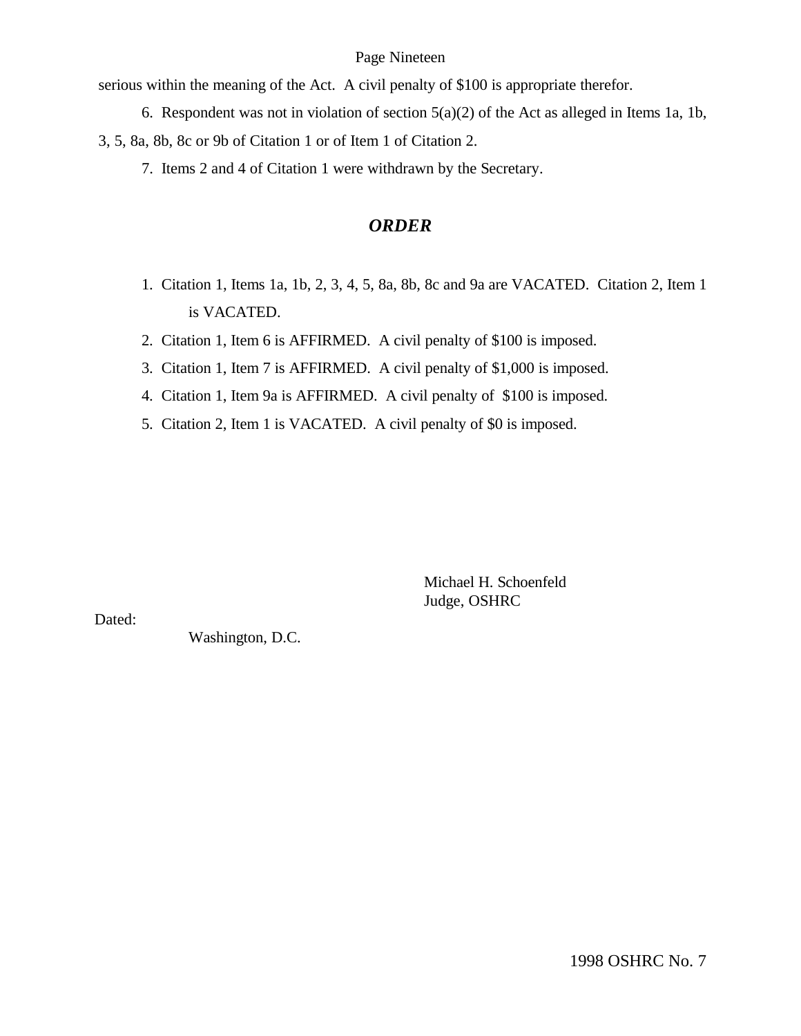serious within the meaning of the Act. A civil penalty of $100 is appropriate therefor.

6. Respondent was not in violation of section 5(a)(2) of the Act as alleged in Items 1a, 1b, 3, 5, 8a, 8b, 8c or 9b of Citation 1 or of Item 1 of Citation 2.

7. Items 2 and 4 of Citation 1 were withdrawn by the Secretary.

## ***ORDER***

1. Citation 1, Items 1a, 1b, 2, 3, 4, 5, 8a, 8b, 8c and 9a are VACATED. Citation 2, Item 1 is VACATED.
2. Citation 1, Item 6 is AFFIRMED. A civil penalty of $100 is imposed.
3. Citation 1, Item 7 is AFFIRMED. A civil penalty of $1,000 is imposed.
4. Citation 1, Item 9a is AFFIRMED. A civil penalty of $100 is imposed.
5. Citation 2, Item 1 is VACATED. A civil penalty of $0 is imposed.

Michael H. Schoenfeld
Judge, OSHRC

Dated:

Washington, D.C.

1998 OSHRC No. 7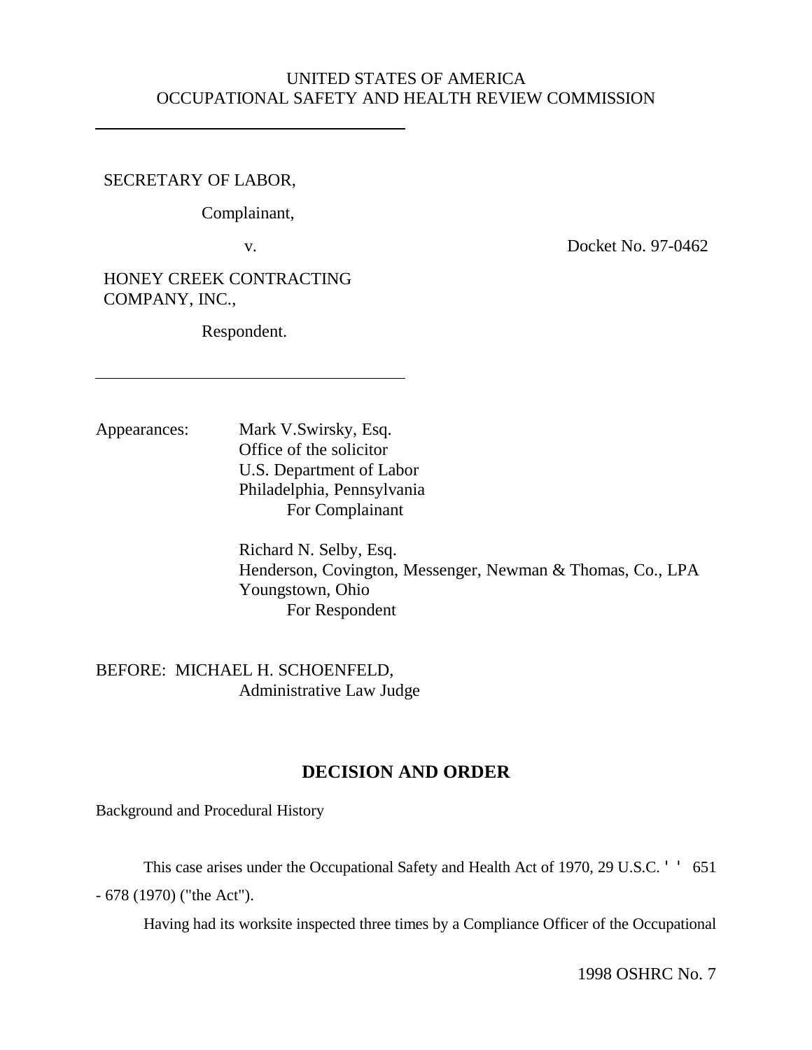UNITED STATES OF AMERICA
OCCUPATIONAL SAFETY AND HEALTH REVIEW COMMISSION

---

SECRETARY OF LABOR,

Complainant,

v. Docket No. 97-0462

HONEY CREEK CONTRACTING COMPANY, INC.,

Respondent.

---

Appearances: Mark V.Swirsky, Esq.
Office of the solicitor
U.S. Department of Labor
Philadelphia, Pennsylvania
For Complainant

Richard N. Selby, Esq.
Henderson, Covington, Messenger, Newman & Thomas, Co., LPA
Youngstown, Ohio
For Respondent

BEFORE: MICHAEL H. SCHOENFELD,
Administrative Law Judge

## DECISION AND ORDER

Background and Procedural History

This case arises under the Occupational Safety and Health Act of 1970, 29 U.S.C. ' ' 651 - 678 (1970) ("the Act").

Having had its worksite inspected three times by a Compliance Officer of the Occupational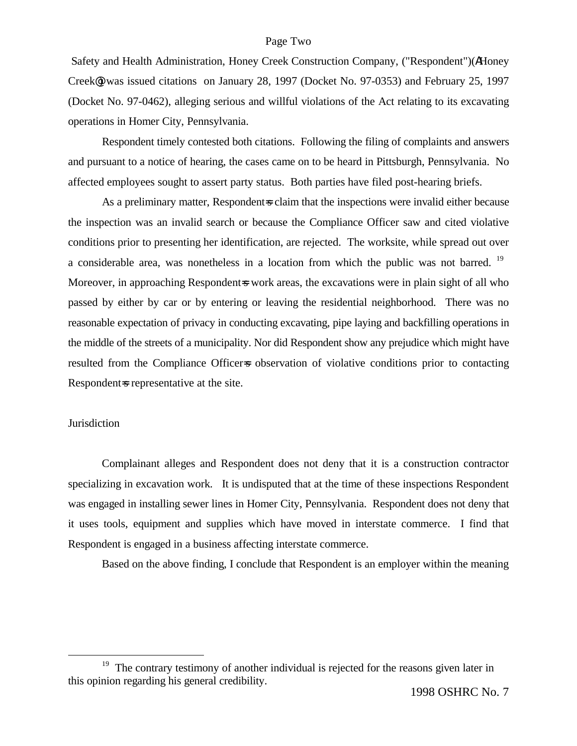Safety and Health Administration, Honey Creek Construction Company, ("Respondent")(AHoney Creek@) was issued citations on January 28, 1997 (Docket No. 97-0353) and February 25, 1997 (Docket No. 97-0462), alleging serious and willful violations of the Act relating to its excavating operations in Homer City, Pennsylvania.

Respondent timely contested both citations. Following the filing of complaints and answers and pursuant to a notice of hearing, the cases came on to be heard in Pittsburgh, Pennsylvania. No affected employees sought to assert party status. Both parties have filed post-hearing briefs.

As a preliminary matter, Respondent=s claim that the inspections were invalid either because the inspection was an invalid search or because the Compliance Officer saw and cited violative conditions prior to presenting her identification, are rejected. The worksite, while spread out over a considerable area, was nonetheless in a location from which the public was not barred. [19] Moreover, in approaching Respondent=s work areas, the excavations were in plain sight of all who passed by either by car or by entering or leaving the residential neighborhood. There was no reasonable expectation of privacy in conducting excavating, pipe laying and backfilling operations in the middle of the streets of a municipality. Nor did Respondent show any prejudice which might have resulted from the Compliance Officer=s observation of violative conditions prior to contacting Respondent=s representative at the site.

Jurisdiction

Complainant alleges and Respondent does not deny that it is a construction contractor specializing in excavation work. It is undisputed that at the time of these inspections Respondent was engaged in installing sewer lines in Homer City, Pennsylvania. Respondent does not deny that it uses tools, equipment and supplies which have moved in interstate commerce. I find that Respondent is engaged in a business affecting interstate commerce.

Based on the above finding, I conclude that Respondent is an employer within the meaning

---

[19] The contrary testimony of another individual is rejected for the reasons given later in this opinion regarding his general credibility.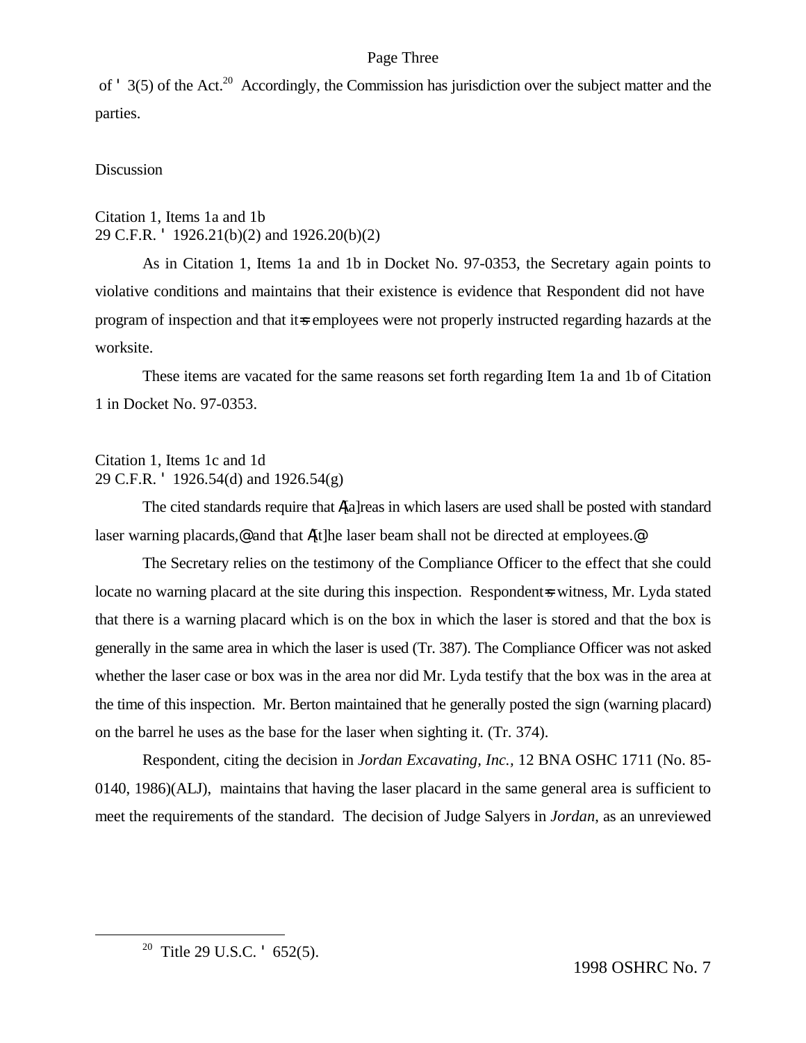of ' 3(5) of the Act.[20] Accordingly, the Commission has jurisdiction over the subject matter and the parties.

Discussion

Citation 1, Items 1a and 1b
29 C.F.R. ' 1926.21(b)(2) and 1926.20(b)(2)

As in Citation 1, Items 1a and 1b in Docket No. 97-0353, the Secretary again points to violative conditions and maintains that their existence is evidence that Respondent did not have program of inspection and that it=s employees were not properly instructed regarding hazards at the worksite.

These items are vacated for the same reasons set forth regarding Item 1a and 1b of Citation 1 in Docket No. 97-0353.

Citation 1, Items 1c and 1d
29 C.F.R. ' 1926.54(d) and 1926.54(g)

The cited standards require that A[a]reas in which lasers are used shall be posted with standard laser warning placards,@ and that A[t]he laser beam shall not be directed at employees.@

The Secretary relies on the testimony of the Compliance Officer to the effect that she could locate no warning placard at the site during this inspection. Respondent=s witness, Mr. Lyda stated that there is a warning placard which is on the box in which the laser is stored and that the box is generally in the same area in which the laser is used (Tr. 387). The Compliance Officer was not asked whether the laser case or box was in the area nor did Mr. Lyda testify that the box was in the area at the time of this inspection. Mr. Berton maintained that he generally posted the sign (warning placard) on the barrel he uses as the base for the laser when sighting it. (Tr. 374).

Respondent, citing the decision in *Jordan Excavating, Inc.,* 12 BNA OSHC 1711 (No. 85-0140, 1986)(ALJ), maintains that having the laser placard in the same general area is sufficient to meet the requirements of the standard. The decision of Judge Salyers in *Jordan*, as an unreviewed

[20] Title 29 U.S.C. ' 652(5).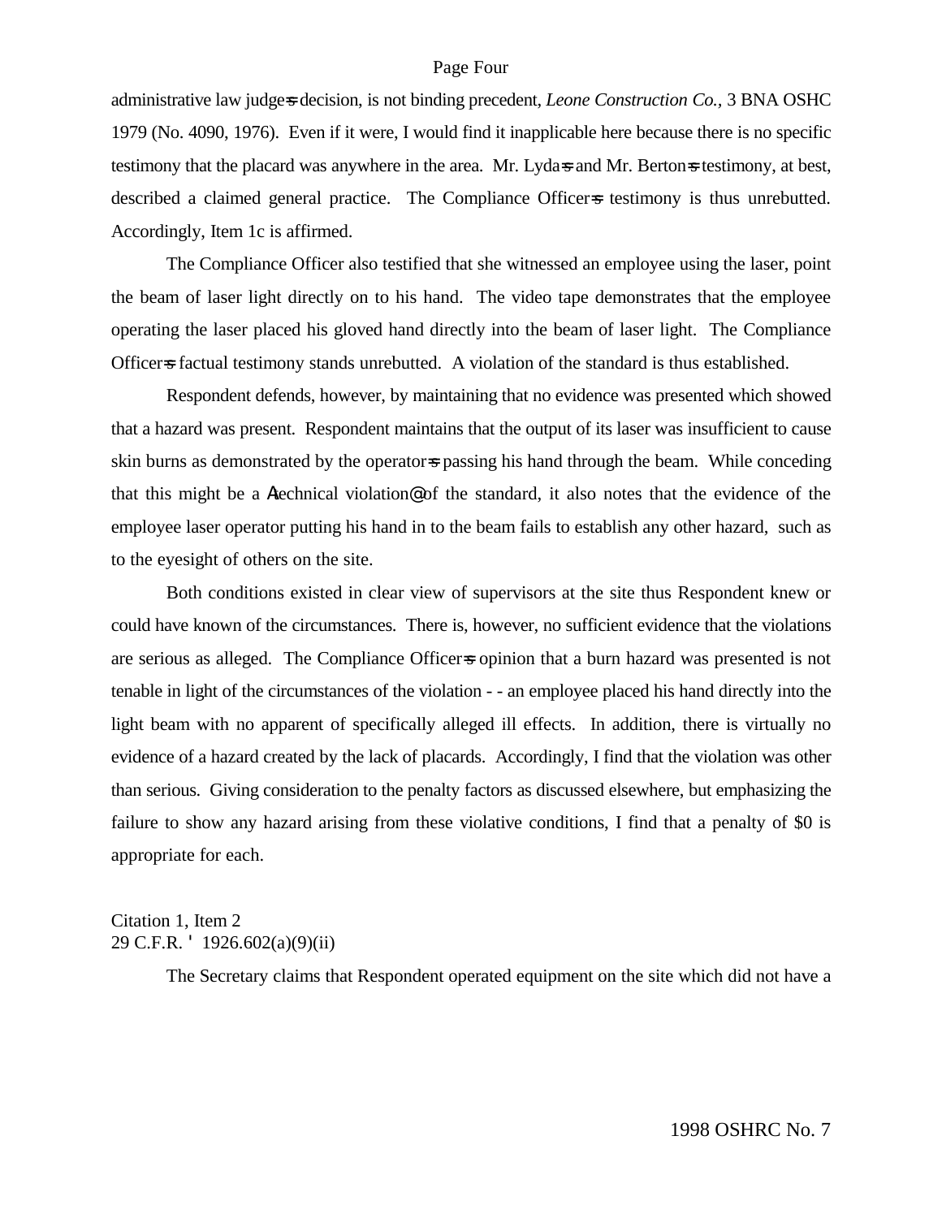administrative law judge=s decision, is not binding precedent, *Leone Construction Co.,* 3 BNA OSHC 1979 (No. 4090, 1976). Even if it were, I would find it inapplicable here because there is no specific testimony that the placard was anywhere in the area. Mr. Lyda=s and Mr. Berton=s testimony, at best, described a claimed general practice. The Compliance Officer=s testimony is thus unrebutted. Accordingly, Item 1c is affirmed.

The Compliance Officer also testified that she witnessed an employee using the laser, point the beam of laser light directly on to his hand. The video tape demonstrates that the employee operating the laser placed his gloved hand directly into the beam of laser light. The Compliance Officer=s factual testimony stands unrebutted. A violation of the standard is thus established.

Respondent defends, however, by maintaining that no evidence was presented which showed that a hazard was present. Respondent maintains that the output of its laser was insufficient to cause skin burns as demonstrated by the operator=s passing his hand through the beam. While conceding that this might be a Atechnical violation@ of the standard, it also notes that the evidence of the employee laser operator putting his hand in to the beam fails to establish any other hazard, such as to the eyesight of others on the site.

Both conditions existed in clear view of supervisors at the site thus Respondent knew or could have known of the circumstances. There is, however, no sufficient evidence that the violations are serious as alleged. The Compliance Officer=s opinion that a burn hazard was presented is not tenable in light of the circumstances of the violation - - an employee placed his hand directly into the light beam with no apparent of specifically alleged ill effects. In addition, there is virtually no evidence of a hazard created by the lack of placards. Accordingly, I find that the violation was other than serious. Giving consideration to the penalty factors as discussed elsewhere, but emphasizing the failure to show any hazard arising from these violative conditions, I find that a penalty of $0 is appropriate for each.

Citation 1, Item 2
29 C.F.R. ' 1926.602(a)(9)(ii)

The Secretary claims that Respondent operated equipment on the site which did not have a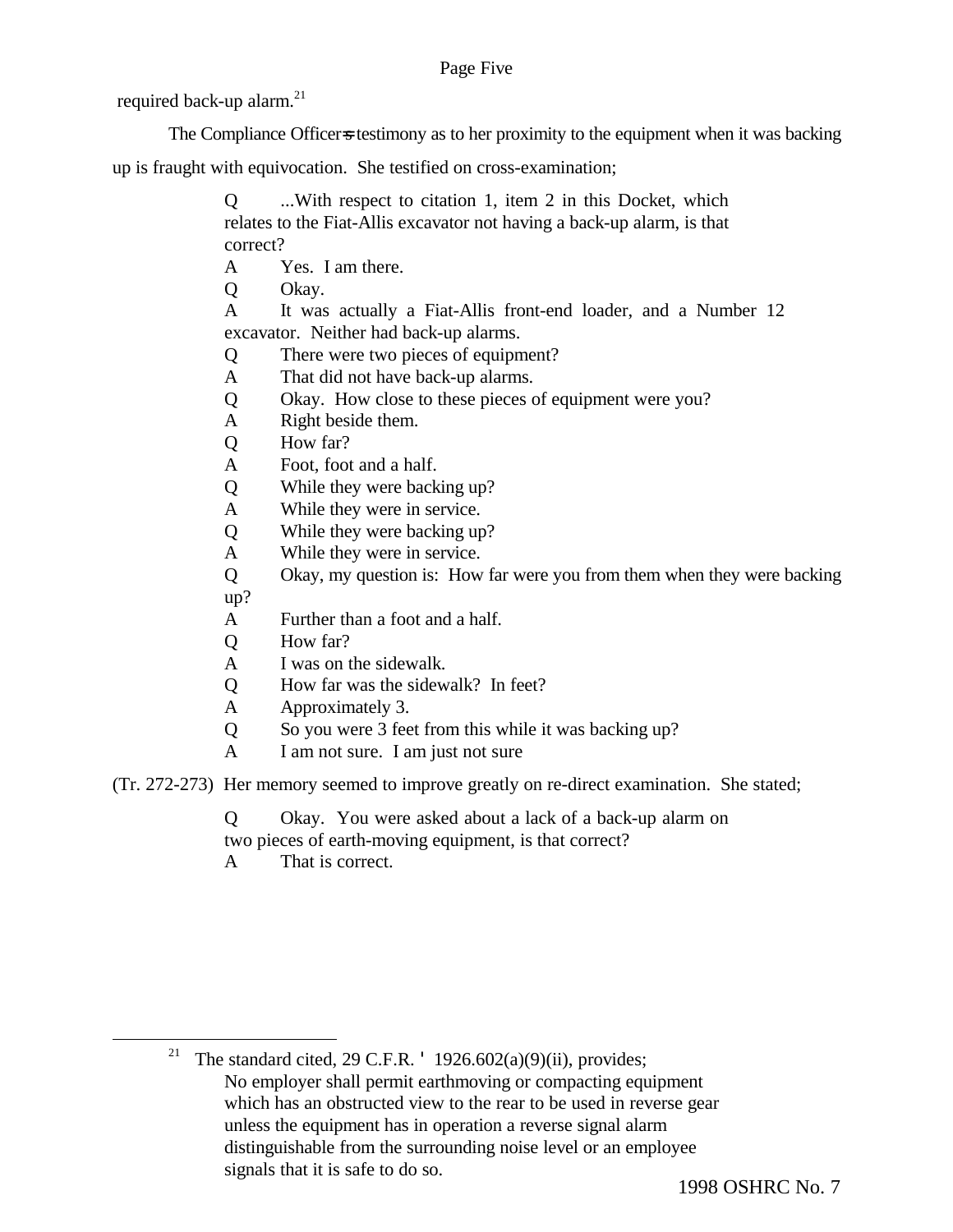required back-up alarm.[21]

The Compliance Officer=s testimony as to her proximity to the equipment when it was backing up is fraught with equivocation. She testified on cross-examination;

> Q ...With respect to citation 1, item 2 in this Docket, which relates to the Fiat-Allis excavator not having a back-up alarm, is that correct?
> A Yes. I am there.
> Q Okay.
> A It was actually a Fiat-Allis front-end loader, and a Number 12 excavator. Neither had back-up alarms.
> Q There were two pieces of equipment?
> A That did not have back-up alarms.
> Q Okay. How close to these pieces of equipment were you?
> A Right beside them.
> Q How far?
> A Foot, foot and a half.
> Q While they were backing up?
> A While they were in service.
> Q While they were backing up?
> A While they were in service.
> Q Okay, my question is: How far were you from them when they were backing up?
> A Further than a foot and a half.
> Q How far?
> A I was on the sidewalk.
> Q How far was the sidewalk? In feet?
> A Approximately 3.
> Q So you were 3 feet from this while it was backing up?
> A I am not sure. I am just not sure

(Tr. 272-273) Her memory seemed to improve greatly on re-direct examination. She stated;

> Q Okay. You were asked about a lack of a back-up alarm on two pieces of earth-moving equipment, is that correct?
> A That is correct.

---

[21] The standard cited, 29 C.F.R. ' 1926.602(a)(9)(ii), provides;
No employer shall permit earthmoving or compacting equipment which has an obstructed view to the rear to be used in reverse gear unless the equipment has in operation a reverse signal alarm distinguishable from the surrounding noise level or an employee signals that it is safe to do so.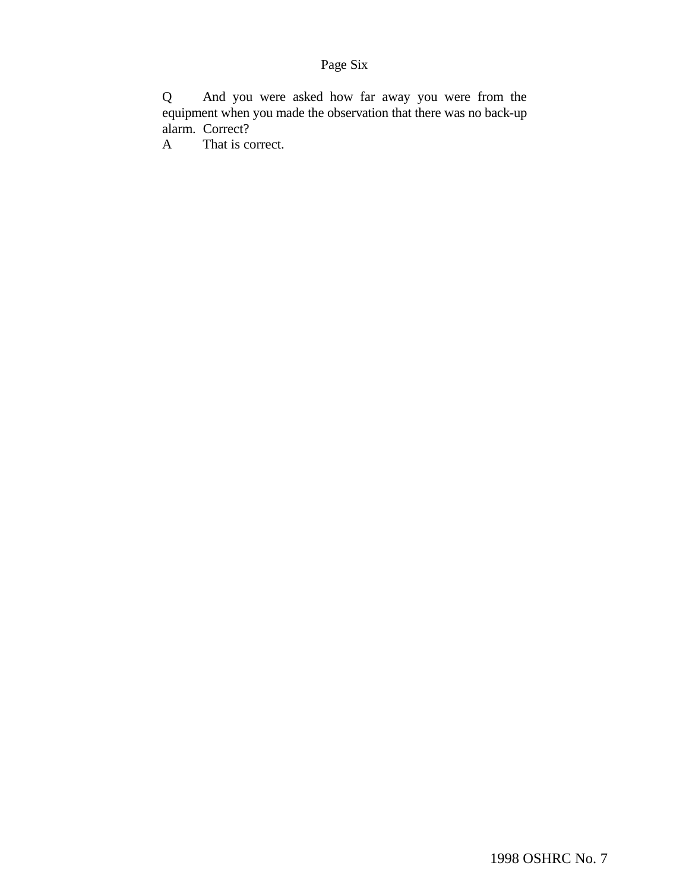Page Six

Q And you were asked how far away you were from the equipment when you made the observation that there was no back-up alarm. Correct?

A That is correct.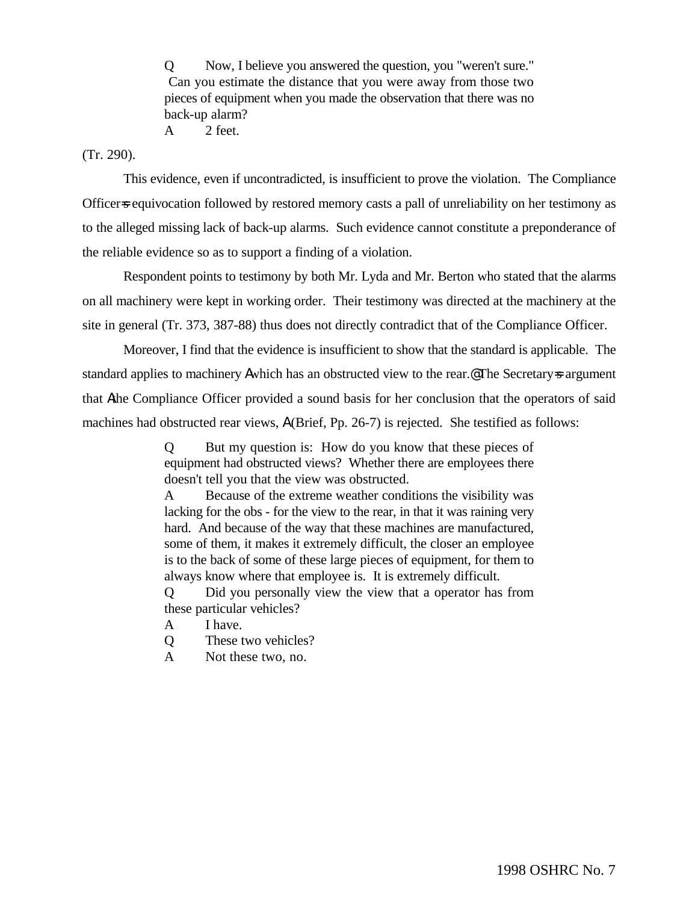> Q Now, I believe you answered the question, you "weren't sure." Can you estimate the distance that you were away from those two pieces of equipment when you made the observation that there was no back-up alarm?
>
> A 2 feet.

(Tr. 290).

This evidence, even if uncontradicted, is insufficient to prove the violation. The Compliance Officer=s equivocation followed by restored memory casts a pall of unreliability on her testimony as to the alleged missing lack of back-up alarms. Such evidence cannot constitute a preponderance of the reliable evidence so as to support a finding of a violation.

Respondent points to testimony by both Mr. Lyda and Mr. Berton who stated that the alarms on all machinery were kept in working order. Their testimony was directed at the machinery at the site in general (Tr. 373, 387-88) thus does not directly contradict that of the Compliance Officer.

Moreover, I find that the evidence is insufficient to show that the standard is applicable. The standard applies to machinery Awhich has an obstructed view to the rear.@ The Secretary=s argument that Athe Compliance Officer provided a sound basis for her conclusion that the operators of said machines had obstructed rear views, A (Brief, Pp. 26-7) is rejected. She testified as follows:

> Q But my question is: How do you know that these pieces of equipment had obstructed views? Whether there are employees there doesn't tell you that the view was obstructed.
>
> A Because of the extreme weather conditions the visibility was lacking for the obs - for the view to the rear, in that it was raining very hard. And because of the way that these machines are manufactured, some of them, it makes it extremely difficult, the closer an employee is to the back of some of these large pieces of equipment, for them to always know where that employee is. It is extremely difficult.
>
> Q Did you personally view the view that a operator has from these particular vehicles?
>
> A I have.
>
> Q These two vehicles?
>
> A Not these two, no.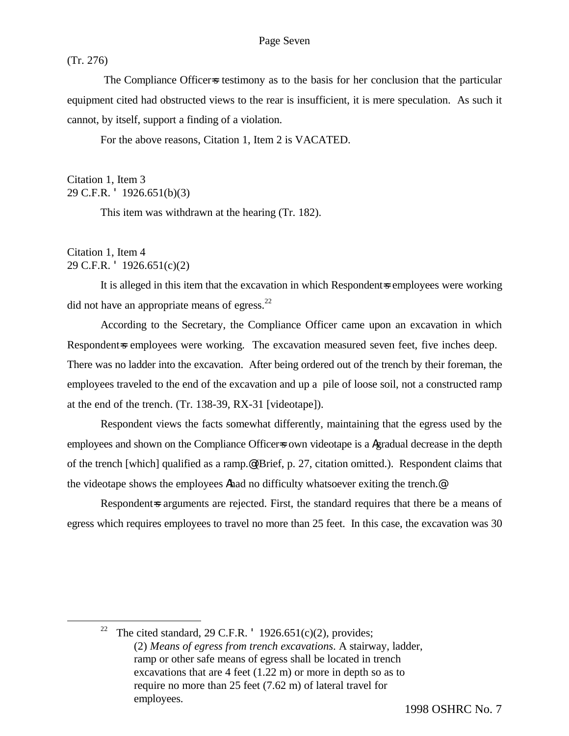(Tr. 276)

The Compliance Officer=s testimony as to the basis for her conclusion that the particular equipment cited had obstructed views to the rear is insufficient, it is mere speculation. As such it cannot, by itself, support a finding of a violation.

For the above reasons, Citation 1, Item 2 is VACATED.

Citation 1, Item 3
29 C.F.R. ' 1926.651(b)(3)

This item was withdrawn at the hearing (Tr. 182).

Citation 1, Item 4
29 C.F.R. ' 1926.651(c)(2)

It is alleged in this item that the excavation in which Respondent=s employees were working did not have an appropriate means of egress.[22]

According to the Secretary, the Compliance Officer came upon an excavation in which Respondent=s employees were working. The excavation measured seven feet, five inches deep. There was no ladder into the excavation. After being ordered out of the trench by their foreman, the employees traveled to the end of the excavation and up a pile of loose soil, not a constructed ramp at the end of the trench. (Tr. 138-39, RX-31 [videotape]).

Respondent views the facts somewhat differently, maintaining that the egress used by the employees and shown on the Compliance Officer=s own videotape is a Agradual decrease in the depth of the trench [which] qualified as a ramp.@ (Brief, p. 27, citation omitted.). Respondent claims that the videotape shows the employees Ahad no difficulty whatsoever exiting the trench.@

Respondent=s arguments are rejected. First, the standard requires that there be a means of egress which requires employees to travel no more than 25 feet. In this case, the excavation was 30

---

[22] The cited standard, 29 C.F.R. ' 1926.651(c)(2), provides;
(2) *Means of egress from trench excavations*. A stairway, ladder, ramp or other safe means of egress shall be located in trench excavations that are 4 feet (1.22 m) or more in depth so as to require no more than 25 feet (7.62 m) of lateral travel for employees.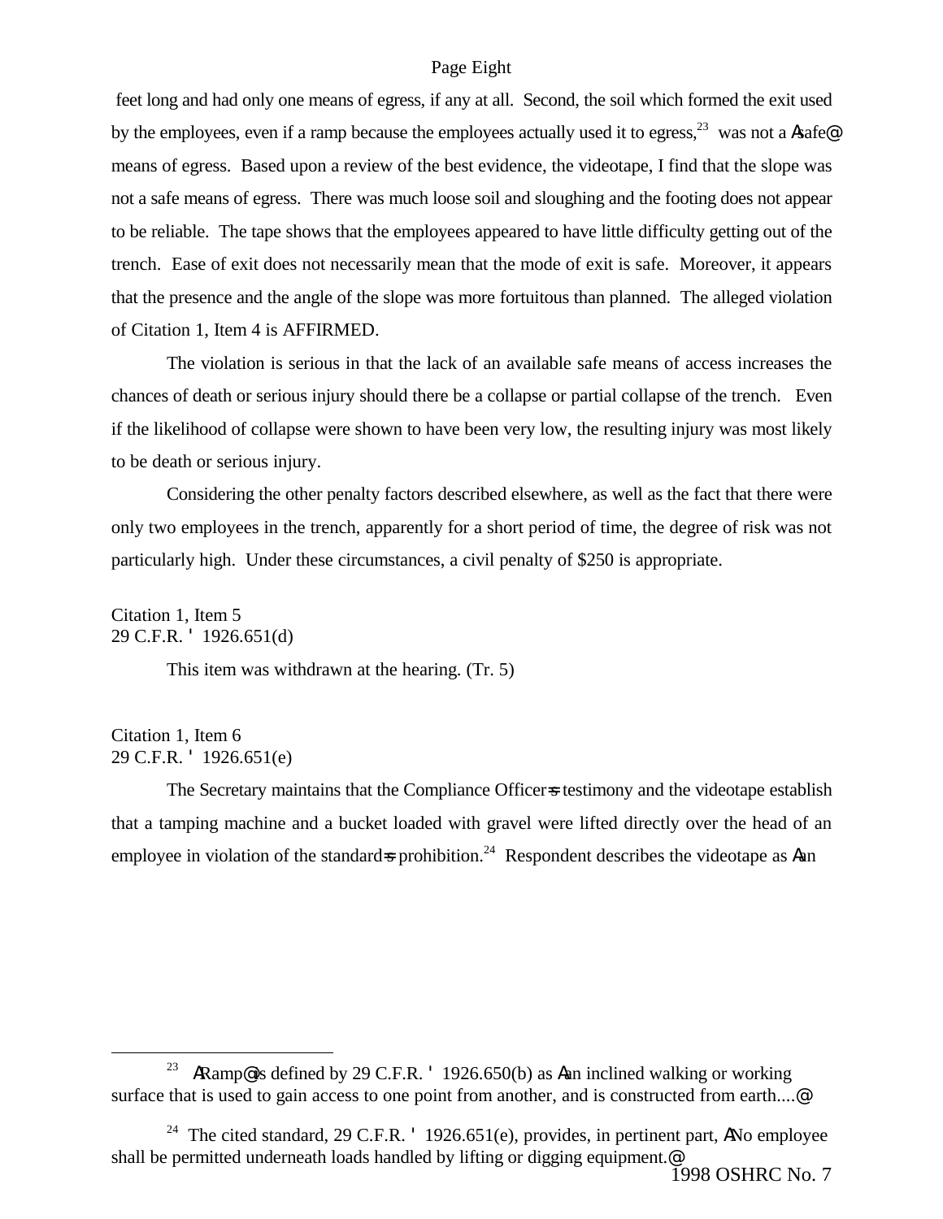feet long and had only one means of egress, if any at all. Second, the soil which formed the exit used by the employees, even if a ramp because the employees actually used it to egress,[23] was not a "safe" means of egress. Based upon a review of the best evidence, the videotape, I find that the slope was not a safe means of egress. There was much loose soil and sloughing and the footing does not appear to be reliable. The tape shows that the employees appeared to have little difficulty getting out of the trench. Ease of exit does not necessarily mean that the mode of exit is safe. Moreover, it appears that the presence and the angle of the slope was more fortuitous than planned. The alleged violation of Citation 1, Item 4 is AFFIRMED.

The violation is serious in that the lack of an available safe means of access increases the chances of death or serious injury should there be a collapse or partial collapse of the trench. Even if the likelihood of collapse were shown to have been very low, the resulting injury was most likely to be death or serious injury.

Considering the other penalty factors described elsewhere, as well as the fact that there were only two employees in the trench, apparently for a short period of time, the degree of risk was not particularly high. Under these circumstances, a civil penalty of $250 is appropriate.

Citation 1, Item 5
29 C.F.R. § 1926.651(d)

This item was withdrawn at the hearing. (Tr. 5)

Citation 1, Item 6
29 C.F.R. § 1926.651(e)

The Secretary maintains that the Compliance Officer's testimony and the videotape establish that a tamping machine and a bucket loaded with gravel were lifted directly over the head of an employee in violation of the standard's prohibition.[24] Respondent describes the videotape as "an

---

[23] "Ramp" is defined by 29 C.F.R. § 1926.650(b) as "an inclined walking or working surface that is used to gain access to one point from another, and is constructed from earth...."

[24] The cited standard, 29 C.F.R. § 1926.651(e), provides, in pertinent part, "No employee shall be permitted underneath loads handled by lifting or digging equipment."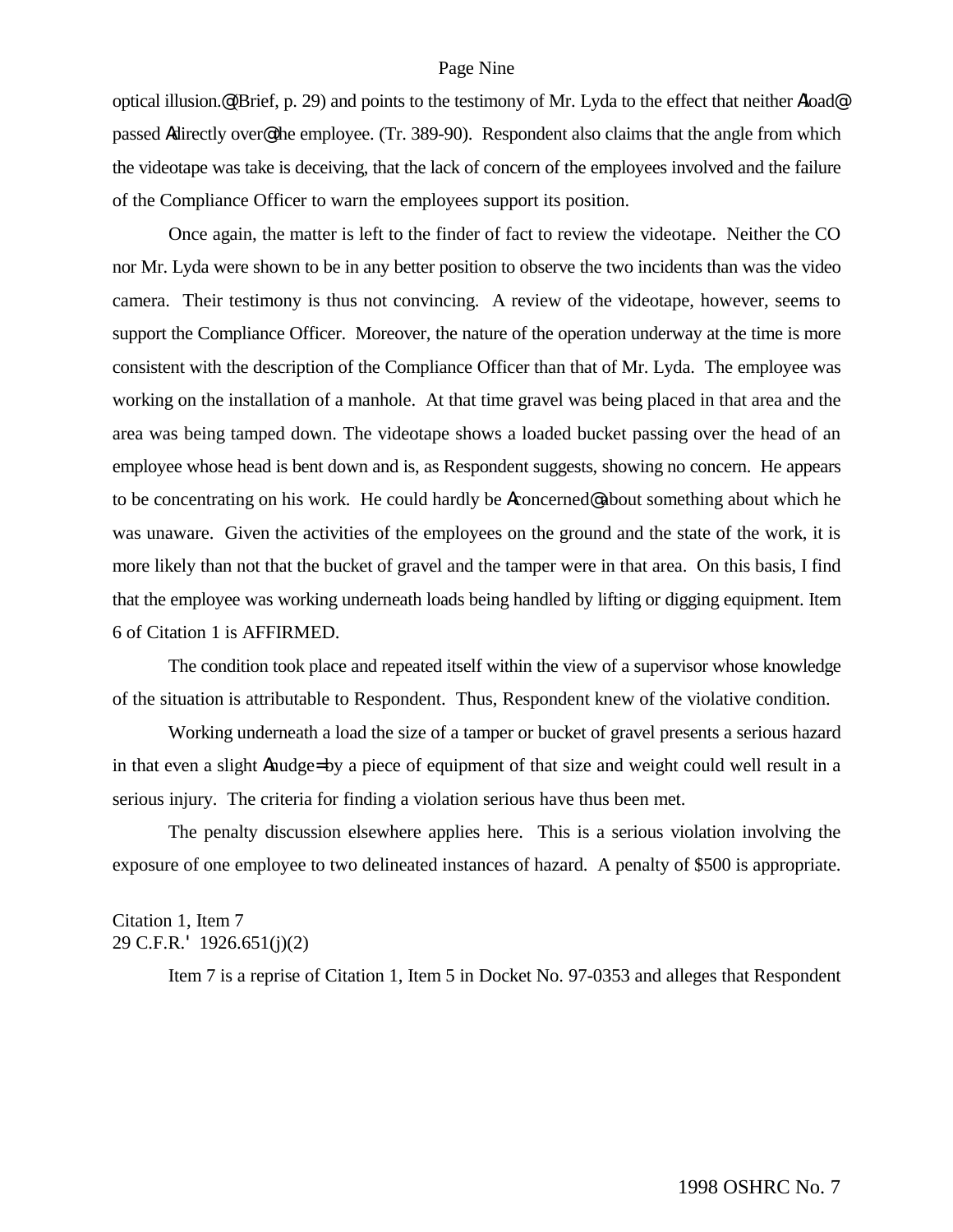optical illusion.@ (Brief, p. 29) and points to the testimony of Mr. Lyda to the effect that neither Aload@ passed Adirectly over@ the employee. (Tr. 389-90). Respondent also claims that the angle from which the videotape was take is deceiving, that the lack of concern of the employees involved and the failure of the Compliance Officer to warn the employees support its position.

Once again, the matter is left to the finder of fact to review the videotape. Neither the CO nor Mr. Lyda were shown to be in any better position to observe the two incidents than was the video camera. Their testimony is thus not convincing. A review of the videotape, however, seems to support the Compliance Officer. Moreover, the nature of the operation underway at the time is more consistent with the description of the Compliance Officer than that of Mr. Lyda. The employee was working on the installation of a manhole. At that time gravel was being placed in that area and the area was being tamped down. The videotape shows a loaded bucket passing over the head of an employee whose head is bent down and is, as Respondent suggests, showing no concern. He appears to be concentrating on his work. He could hardly be Aconcerned@ about something about which he was unaware. Given the activities of the employees on the ground and the state of the work, it is more likely than not that the bucket of gravel and the tamper were in that area. On this basis, I find that the employee was working underneath loads being handled by lifting or digging equipment. Item 6 of Citation 1 is AFFIRMED.

The condition took place and repeated itself within the view of a supervisor whose knowledge of the situation is attributable to Respondent. Thus, Respondent knew of the violative condition.

Working underneath a load the size of a tamper or bucket of gravel presents a serious hazard in that even a slight Anudge= by a piece of equipment of that size and weight could well result in a serious injury. The criteria for finding a violation serious have thus been met.

The penalty discussion elsewhere applies here. This is a serious violation involving the exposure of one employee to two delineated instances of hazard. A penalty of $500 is appropriate.

Citation 1, Item 7
29 C.F.R.' 1926.651(j)(2)

Item 7 is a reprise of Citation 1, Item 5 in Docket No. 97-0353 and alleges that Respondent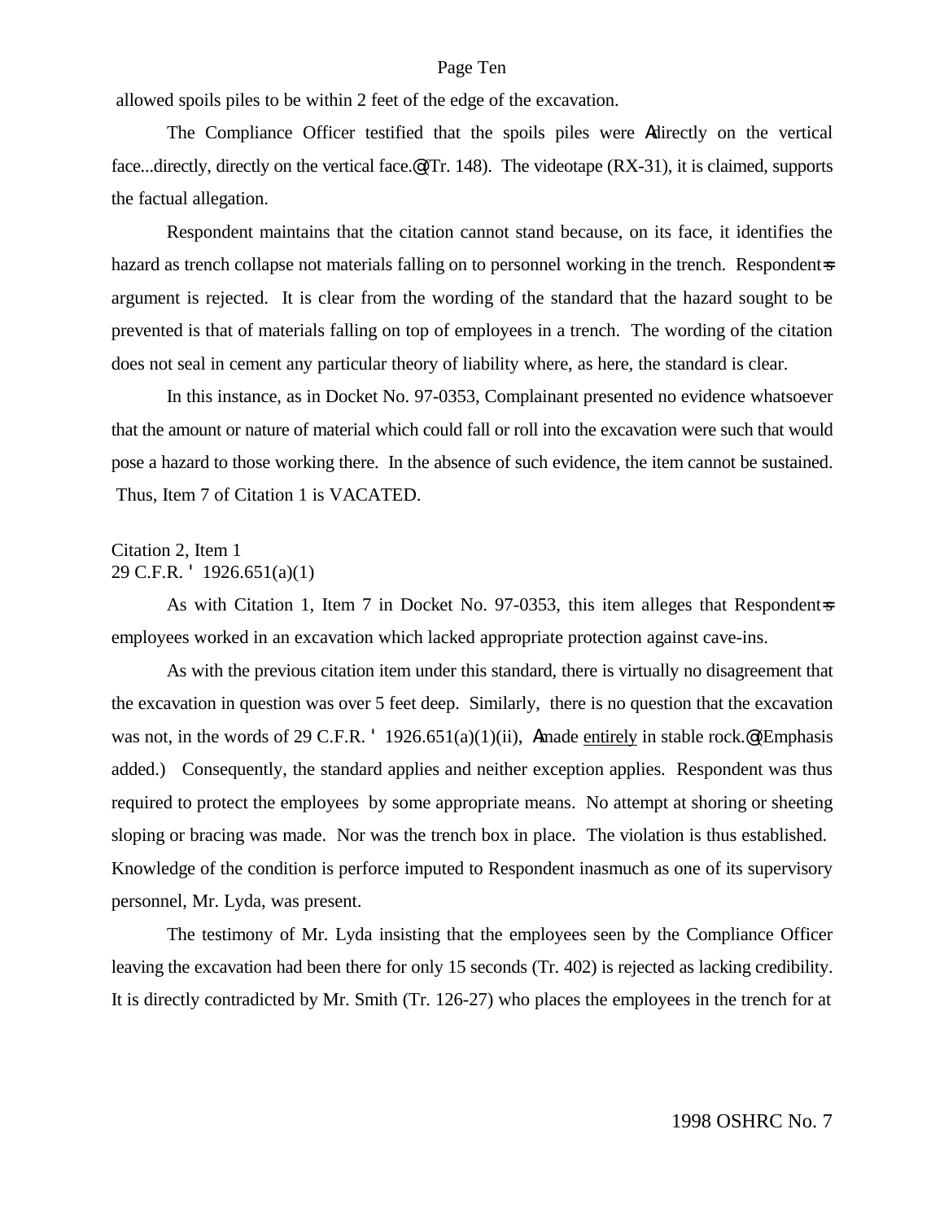allowed spoils piles to be within 2 feet of the edge of the excavation.

The Compliance Officer testified that the spoils piles were Adirectly on the vertical face...directly, directly on the vertical face.@ (Tr. 148). The videotape (RX-31), it is claimed, supports the factual allegation.

Respondent maintains that the citation cannot stand because, on its face, it identifies the hazard as trench collapse not materials falling on to personnel working in the trench. Respondent=s argument is rejected. It is clear from the wording of the standard that the hazard sought to be prevented is that of materials falling on top of employees in a trench. The wording of the citation does not seal in cement any particular theory of liability where, as here, the standard is clear.

In this instance, as in Docket No. 97-0353, Complainant presented no evidence whatsoever that the amount or nature of material which could fall or roll into the excavation were such that would pose a hazard to those working there. In the absence of such evidence, the item cannot be sustained. Thus, Item 7 of Citation 1 is VACATED.

Citation 2, Item 1
29 C.F.R. ' 1926.651(a)(1)

As with Citation 1, Item 7 in Docket No. 97-0353, this item alleges that Respondent=s employees worked in an excavation which lacked appropriate protection against cave-ins.

As with the previous citation item under this standard, there is virtually no disagreement that the excavation in question was over 5 feet deep. Similarly, there is no question that the excavation was not, in the words of 29 C.F.R. ' 1926.651(a)(1)(ii), Amade <u>entirely</u> in stable rock.@ (Emphasis added.) Consequently, the standard applies and neither exception applies. Respondent was thus required to protect the employees by some appropriate means. No attempt at shoring or sheeting sloping or bracing was made. Nor was the trench box in place. The violation is thus established. Knowledge of the condition is perforce imputed to Respondent inasmuch as one of its supervisory personnel, Mr. Lyda, was present.

The testimony of Mr. Lyda insisting that the employees seen by the Compliance Officer leaving the excavation had been there for only 15 seconds (Tr. 402) is rejected as lacking credibility. It is directly contradicted by Mr. Smith (Tr. 126-27) who places the employees in the trench for at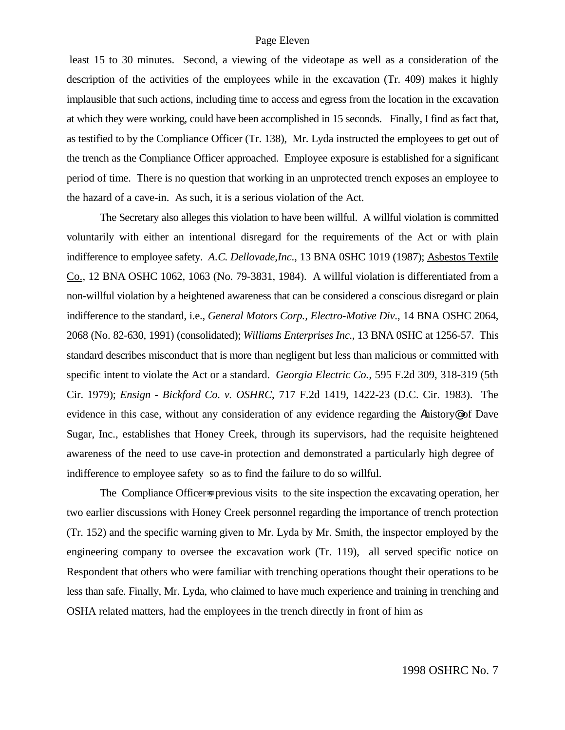least 15 to 30 minutes. Second, a viewing of the videotape as well as a consideration of the description of the activities of the employees while in the excavation (Tr. 409) makes it highly implausible that such actions, including time to access and egress from the location in the excavation at which they were working, could have been accomplished in 15 seconds. Finally, I find as fact that, as testified to by the Compliance Officer (Tr. 138), Mr. Lyda instructed the employees to get out of the trench as the Compliance Officer approached. Employee exposure is established for a significant period of time. There is no question that working in an unprotected trench exposes an employee to the hazard of a cave-in. As such, it is a serious violation of the Act.

The Secretary also alleges this violation to have been willful. A willful violation is committed voluntarily with either an intentional disregard for the requirements of the Act or with plain indifference to employee safety. *A.C. Dellovade,Inc*., 13 BNA 0SHC 1019 (1987); Asbestos Textile Co., 12 BNA OSHC 1062, 1063 (No. 79-3831, 1984). A willful violation is differentiated from a non-willful violation by a heightened awareness that can be considered a conscious disregard or plain indifference to the standard, i.e., *General Motors Corp., Electro-Motive Div*., 14 BNA OSHC 2064, 2068 (No. 82-630, 1991) (consolidated); *Williams Enterprises Inc*., 13 BNA 0SHC at 1256-57. This standard describes misconduct that is more than negligent but less than malicious or committed with specific intent to violate the Act or a standard. *Georgia Electric Co.*, 595 F.2d 309, 318-319 (5th Cir. 1979); *Ensign - Bickford Co. v. OSHRC*, 717 F.2d 1419, 1422-23 (D.C. Cir. 1983). The evidence in this case, without any consideration of any evidence regarding the Ahistory@ of Dave Sugar, Inc., establishes that Honey Creek, through its supervisors, had the requisite heightened awareness of the need to use cave-in protection and demonstrated a particularly high degree of indifference to employee safety so as to find the failure to do so willful.

The Compliance Officer=s previous visits to the site inspection the excavating operation, her two earlier discussions with Honey Creek personnel regarding the importance of trench protection (Tr. 152) and the specific warning given to Mr. Lyda by Mr. Smith, the inspector employed by the engineering company to oversee the excavation work (Tr. 119), all served specific notice on Respondent that others who were familiar with trenching operations thought their operations to be less than safe. Finally, Mr. Lyda, who claimed to have much experience and training in trenching and OSHA related matters, had the employees in the trench directly in front of him as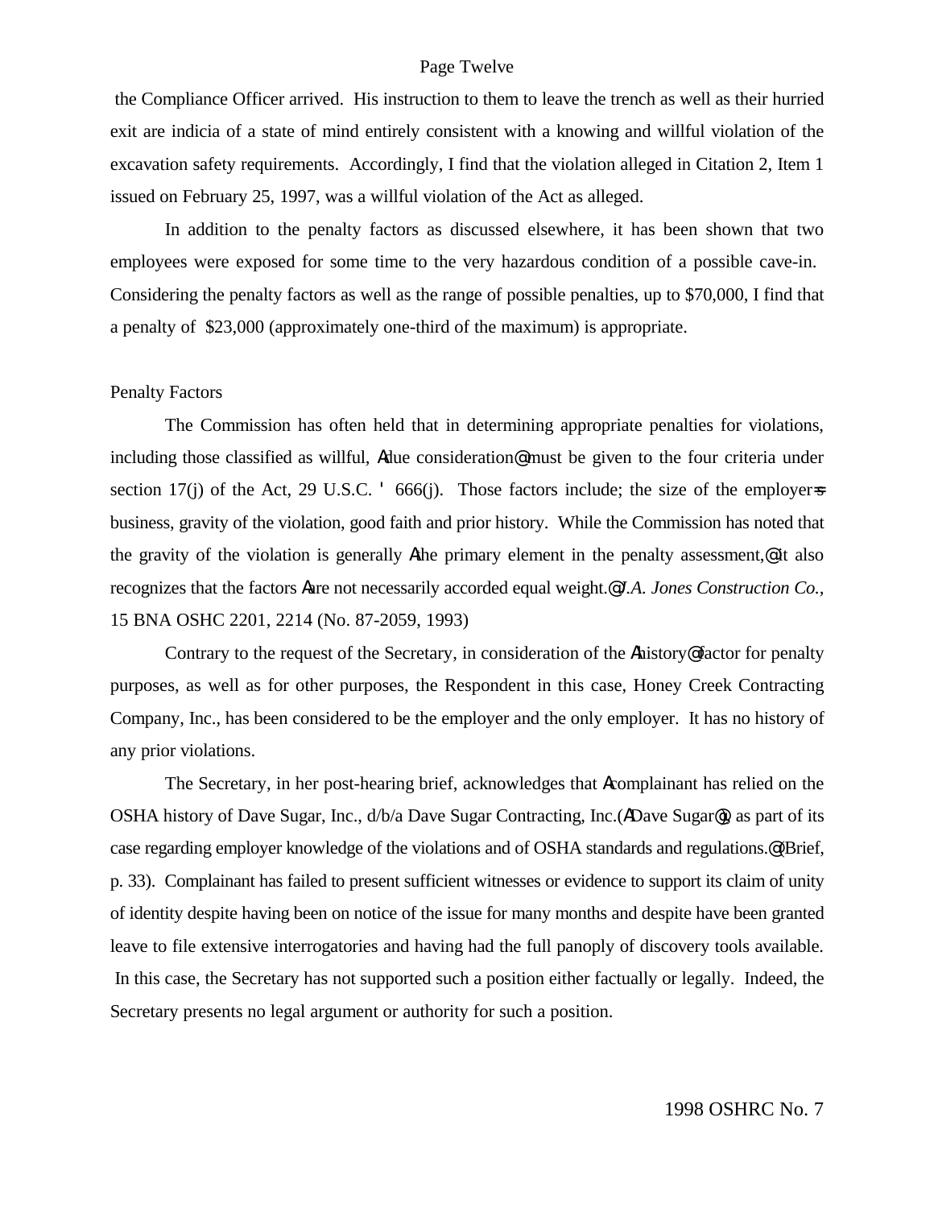the Compliance Officer arrived. His instruction to them to leave the trench as well as their hurried exit are indicia of a state of mind entirely consistent with a knowing and willful violation of the excavation safety requirements. Accordingly, I find that the violation alleged in Citation 2, Item 1 issued on February 25, 1997, was a willful violation of the Act as alleged.

In addition to the penalty factors as discussed elsewhere, it has been shown that two employees were exposed for some time to the very hazardous condition of a possible cave-in. Considering the penalty factors as well as the range of possible penalties, up to $70,000, I find that a penalty of $23,000 (approximately one-third of the maximum) is appropriate.

Penalty Factors

The Commission has often held that in determining appropriate penalties for violations, including those classified as willful, Adue consideration@ must be given to the four criteria under section 17(j) of the Act, 29 U.S.C. ' 666(j). Those factors include; the size of the employer=s business, gravity of the violation, good faith and prior history. While the Commission has noted that the gravity of the violation is generally Athe primary element in the penalty assessment,@ it also recognizes that the factors Aare not necessarily accorded equal weight.@ *J.A. Jones Construction Co.*, 15 BNA OSHC 2201, 2214 (No. 87-2059, 1993)

Contrary to the request of the Secretary, in consideration of the Ahistory@ factor for penalty purposes, as well as for other purposes, the Respondent in this case, Honey Creek Contracting Company, Inc., has been considered to be the employer and the only employer. It has no history of any prior violations.

The Secretary, in her post-hearing brief, acknowledges that Acomplainant has relied on the OSHA history of Dave Sugar, Inc., d/b/a Dave Sugar Contracting, Inc.(ADave Sugar@), as part of its case regarding employer knowledge of the violations and of OSHA standards and regulations.@ (Brief, p. 33). Complainant has failed to present sufficient witnesses or evidence to support its claim of unity of identity despite having been on notice of the issue for many months and despite have been granted leave to file extensive interrogatories and having had the full panoply of discovery tools available. In this case, the Secretary has not supported such a position either factually or legally. Indeed, the Secretary presents no legal argument or authority for such a position.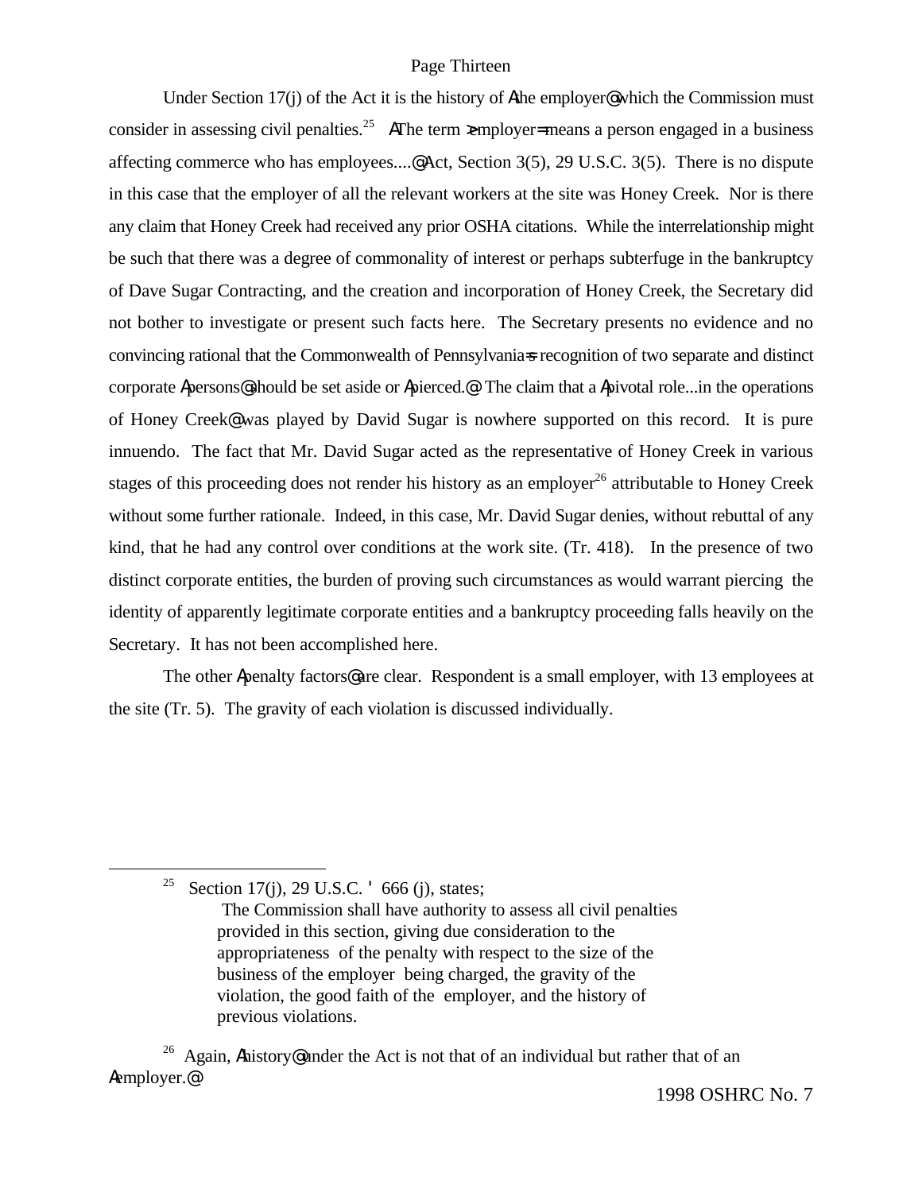Under Section 17(j) of the Act it is the history of Athe employer@ which the Commission must consider in assessing civil penalties.[25] AThe term >employer= means a person engaged in a business affecting commerce who has employees....@ Act, Section 3(5), 29 U.S.C. 3(5). There is no dispute in this case that the employer of all the relevant workers at the site was Honey Creek. Nor is there any claim that Honey Creek had received any prior OSHA citations. While the interrelationship might be such that there was a degree of commonality of interest or perhaps subterfuge in the bankruptcy of Dave Sugar Contracting, and the creation and incorporation of Honey Creek, the Secretary did not bother to investigate or present such facts here. The Secretary presents no evidence and no convincing rational that the Commonwealth of Pennsylvania=s recognition of two separate and distinct corporate Apersons@ should be set aside or Apierced.@ The claim that a Apivotal role...in the operations of Honey Creek@ was played by David Sugar is nowhere supported on this record. It is pure innuendo. The fact that Mr. David Sugar acted as the representative of Honey Creek in various stages of this proceeding does not render his history as an employer[26] attributable to Honey Creek without some further rationale. Indeed, in this case, Mr. David Sugar denies, without rebuttal of any kind, that he had any control over conditions at the work site. (Tr. 418). In the presence of two distinct corporate entities, the burden of proving such circumstances as would warrant piercing the identity of apparently legitimate corporate entities and a bankruptcy proceeding falls heavily on the Secretary. It has not been accomplished here.

The other Apenalty factors@ are clear. Respondent is a small employer, with 13 employees at the site (Tr. 5). The gravity of each violation is discussed individually.

---

[25] Section 17(j), 29 U.S.C. ' 666 (j), states;

> The Commission shall have authority to assess all civil penalties provided in this section, giving due consideration to the appropriateness of the penalty with respect to the size of the business of the employer being charged, the gravity of the violation, the good faith of the employer, and the history of previous violations.

[26] Again, Ahistory@ under the Act is not that of an individual but rather that of an Aemployer.@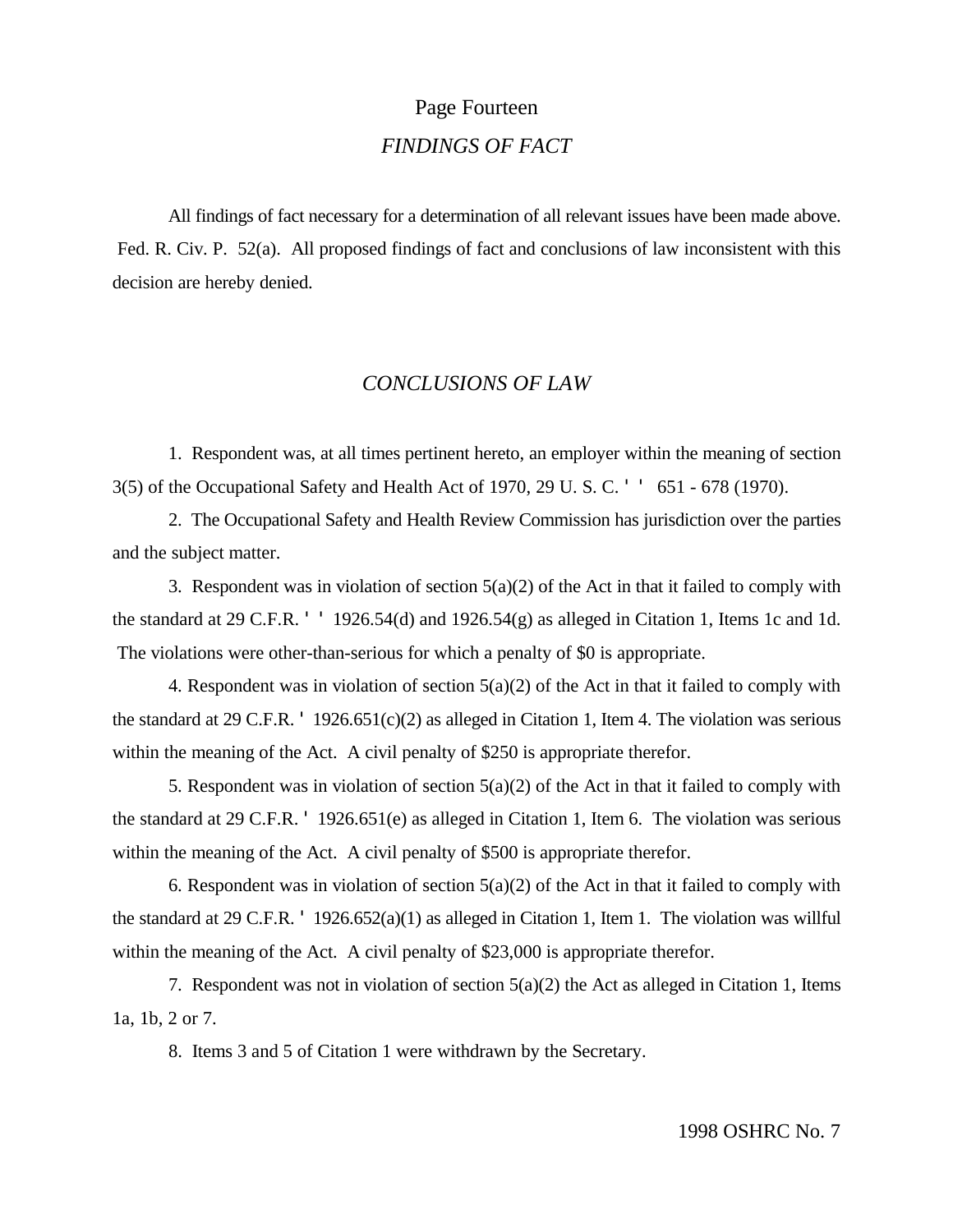## *FINDINGS OF FACT*

All findings of fact necessary for a determination of all relevant issues have been made above. Fed. R. Civ. P. 52(a). All proposed findings of fact and conclusions of law inconsistent with this decision are hereby denied.

## *CONCLUSIONS OF LAW*

1. Respondent was, at all times pertinent hereto, an employer within the meaning of section 3(5) of the Occupational Safety and Health Act of 1970, 29 U. S. C. ' ' 651 - 678 (1970).

2. The Occupational Safety and Health Review Commission has jurisdiction over the parties and the subject matter.

3. Respondent was in violation of section 5(a)(2) of the Act in that it failed to comply with the standard at 29 C.F.R. ' ' 1926.54(d) and 1926.54(g) as alleged in Citation 1, Items 1c and 1d. The violations were other-than-serious for which a penalty of $0 is appropriate.

4. Respondent was in violation of section 5(a)(2) of the Act in that it failed to comply with the standard at 29 C.F.R. ' 1926.651(c)(2) as alleged in Citation 1, Item 4. The violation was serious within the meaning of the Act. A civil penalty of $250 is appropriate therefor.

5. Respondent was in violation of section 5(a)(2) of the Act in that it failed to comply with the standard at 29 C.F.R. ' 1926.651(e) as alleged in Citation 1, Item 6. The violation was serious within the meaning of the Act. A civil penalty of $500 is appropriate therefor.

6. Respondent was in violation of section 5(a)(2) of the Act in that it failed to comply with the standard at 29 C.F.R. ' 1926.652(a)(1) as alleged in Citation 1, Item 1. The violation was willful within the meaning of the Act. A civil penalty of $23,000 is appropriate therefor.

7. Respondent was not in violation of section 5(a)(2) the Act as alleged in Citation 1, Items 1a, 1b, 2 or 7.

8. Items 3 and 5 of Citation 1 were withdrawn by the Secretary.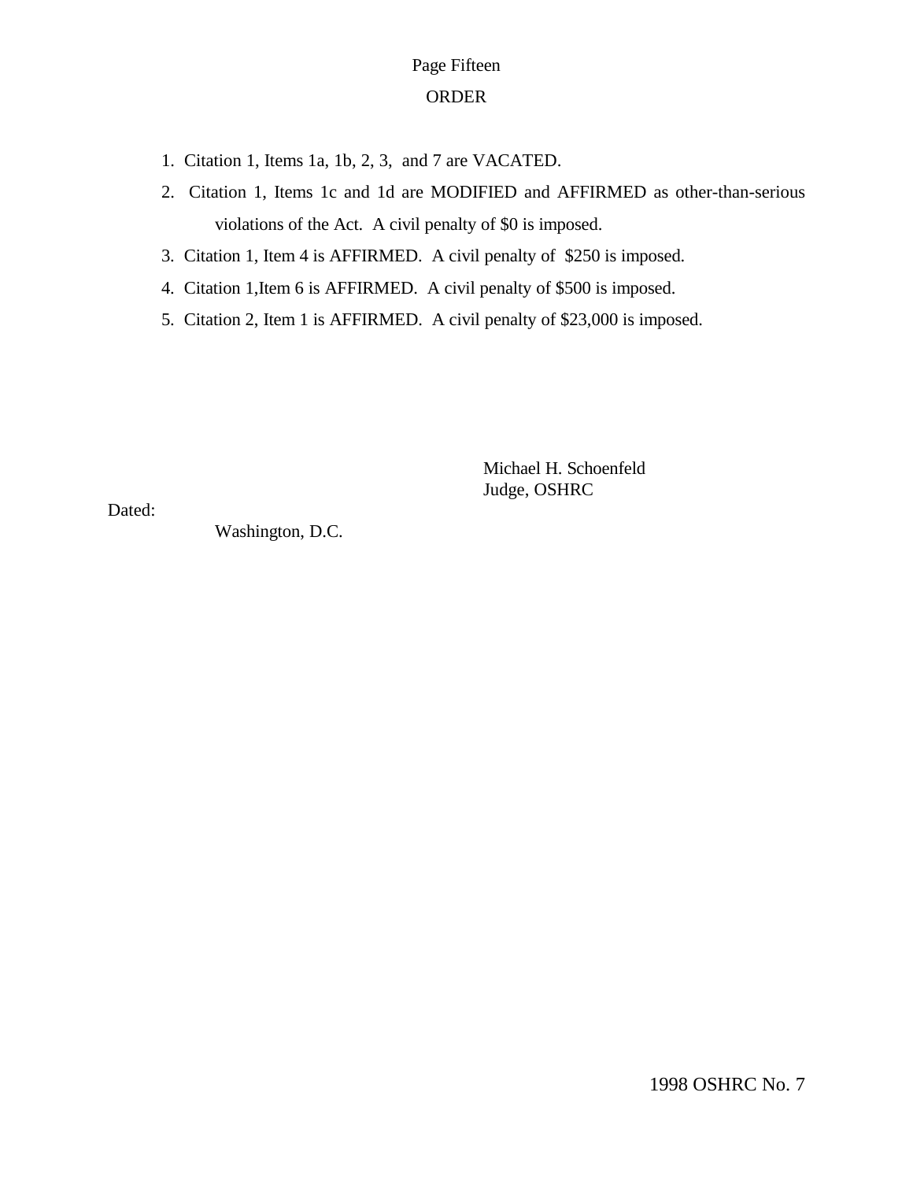## ORDER

1. Citation 1, Items 1a, 1b, 2, 3, and 7 are VACATED.
2. Citation 1, Items 1c and 1d are MODIFIED and AFFIRMED as other-than-serious violations of the Act. A civil penalty of $0 is imposed.
3. Citation 1, Item 4 is AFFIRMED. A civil penalty of $250 is imposed.
4. Citation 1,Item 6 is AFFIRMED. A civil penalty of $500 is imposed.
5. Citation 2, Item 1 is AFFIRMED. A civil penalty of $23,000 is imposed.

Michael H. Schoenfeld
Judge, OSHRC

Dated:

Washington, D.C.

1998 OSHRC No. 7